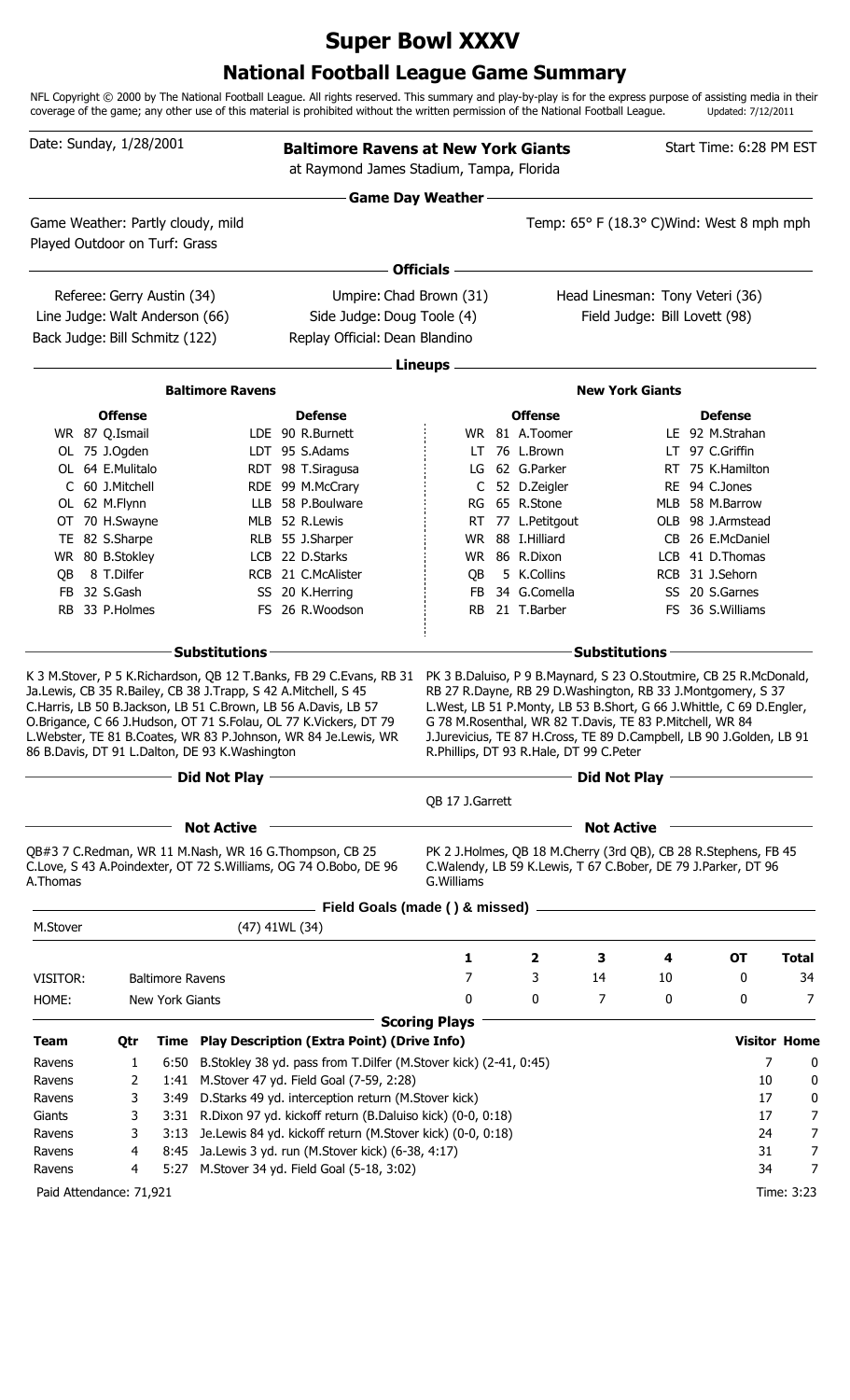# Super Bowl XXXV

## National Football League Game Summary

NFL Copyright © 2000 by The National Football League. All rights reserved. This summary and play-by-play is for the express purpose of assisting media in their coverage of the game; any other use of this material is prohibited without the written permission of the National Football League. Updated: 7/12/2011

Date: Sunday, 1/28/2001

**Baltimore Ravens at New York Giants**
at Raymond James Stadium, Tampa, Florida

Start Time: 6:28 PM EST

### Game Day Weather

Game Weather: Partly cloudy, mild
Played Outdoor on Turf: Grass

Temp: 65° F (18.3° C)Wind: West 8 mph mph

### Officials

Referee: Gerry Austin (34)
Umpire: Chad Brown (31)
Head Linesman: Tony Veteri (36)
Line Judge: Walt Anderson (66)
Side Judge: Doug Toole (4)
Field Judge: Bill Lovett (98)
Back Judge: Bill Schmitz (122)
Replay Official: Dean Blandino

### Lineups

**Baltimore Ravens**

| Offense | Defense |
|---|---|
| WR 87 Q.Ismail | LDE 90 R.Burnett |
| OL 75 J.Ogden | LDT 95 S.Adams |
| OL 64 E.Mulitalo | RDT 98 T.Siragusa |
| C 60 J.Mitchell | RDE 99 M.McCrary |
| OL 62 M.Flynn | LLB 58 P.Boulware |
| OT 70 H.Swayne | MLB 52 R.Lewis |
| TE 82 S.Sharpe | RLB 55 J.Sharper |
| WR 80 B.Stokley | LCB 22 D.Starks |
| QB 8 T.Dilfer | RCB 21 C.McAlister |
| FB 32 S.Gash | SS 20 K.Herring |
| RB 33 P.Holmes | FS 26 R.Woodson |

**New York Giants**

| Offense | Defense |
|---|---|
| WR 81 A.Toomer | LE 92 M.Strahan |
| LT 76 L.Brown | LT 97 C.Griffin |
| LG 62 G.Parker | RT 75 K.Hamilton |
| C 52 D.Zeigler | RE 94 C.Jones |
| RG 65 R.Stone | MLB 58 M.Barrow |
| RT 77 L.Petitgout | OLB 98 J.Armstead |
| WR 88 I.Hilliard | CB 26 E.McDaniel |
| WR 86 R.Dixon | LCB 41 D.Thomas |
| QB 5 K.Collins | RCB 31 J.Sehorn |
| FB 34 G.Comella | SS 20 S.Garnes |
| RB 21 T.Barber | FS 36 S.Williams |

### Substitutions

**Baltimore Ravens:** K 3 M.Stover, P 5 K.Richardson, QB 12 T.Banks, FB 29 C.Evans, RB 31 Ja.Lewis, CB 35 R.Bailey, CB 38 J.Trapp, S 42 A.Mitchell, S 45 C.Harris, LB 50 B.Jackson, LB 51 C.Brown, LB 56 A.Davis, LB 57 O.Brigance, C 66 J.Hudson, OT 71 S.Folau, OL 77 K.Vickers, DT 79 L.Webster, TE 81 B.Coates, WR 83 P.Johnson, WR 84 Je.Lewis, WR 86 B.Davis, DT 91 L.Dalton, DE 93 K.Washington

**New York Giants:** PK 3 B.Daluiso, P 9 B.Maynard, S 23 O.Stoutmire, CB 25 R.McDonald, RB 27 R.Dayne, RB 29 D.Washington, RB 33 J.Montgomery, S 37 L.West, LB 51 P.Monty, LB 53 B.Short, G 66 J.Whittle, C 69 D.Engler, G 78 M.Rosenthal, WR 82 T.Davis, TE 83 P.Mitchell, WR 84 J.Jurevicius, TE 87 H.Cross, TE 89 D.Campbell, LB 90 J.Golden, LB 91 R.Phillips, DT 93 R.Hale, DT 99 C.Peter

### Did Not Play

**New York Giants:** QB 17 J.Garrett

### Not Active

**Baltimore Ravens:** QB#3 7 C.Redman, WR 11 M.Nash, WR 16 G.Thompson, CB 25 C.Love, S 43 A.Poindexter, OT 72 S.Williams, OG 74 O.Bobo, DE 96 A.Thomas

**New York Giants:** PK 2 J.Holmes, QB 18 M.Cherry (3rd QB), CB 28 R.Stephens, FB 45 C.Walendy, LB 59 K.Lewis, T 67 C.Bober, DE 79 J.Parker, DT 96 G.Williams

### Field Goals (made ( ) & missed)

M.Stover (47) 41WL (34)

| | | 1 | 2 | 3 | 4 | OT | Total |
|---|---|---|---|---|---|---|---|
| VISITOR: | Baltimore Ravens | 7 | 3 | 14 | 10 | 0 | 34 |
| HOME: | New York Giants | 0 | 0 | 7 | 0 | 0 | 7 |

### Scoring Plays

| Team | Qtr | Time | Play Description (Extra Point) (Drive Info) | Visitor | Home |
|---|---|---|---|---|---|
| Ravens | 1 | 6:50 | B.Stokley 38 yd. pass from T.Dilfer (M.Stover kick) (2-41, 0:45) | 7 | 0 |
| Ravens | 2 | 1:41 | M.Stover 47 yd. Field Goal (7-59, 2:28) | 10 | 0 |
| Ravens | 3 | 3:49 | D.Starks 49 yd. interception return (M.Stover kick) | 17 | 0 |
| Giants | 3 | 3:31 | R.Dixon 97 yd. kickoff return (B.Daluiso kick) (0-0, 0:18) | 17 | 7 |
| Ravens | 3 | 3:13 | Je.Lewis 84 yd. kickoff return (M.Stover kick) (0-0, 0:18) | 24 | 7 |
| Ravens | 4 | 8:45 | Ja.Lewis 3 yd. run (M.Stover kick) (6-38, 4:17) | 31 | 7 |
| Ravens | 4 | 5:27 | M.Stover 34 yd. Field Goal (5-18, 3:02) | 34 | 7 |

Paid Attendance: 71,921

Time: 3:23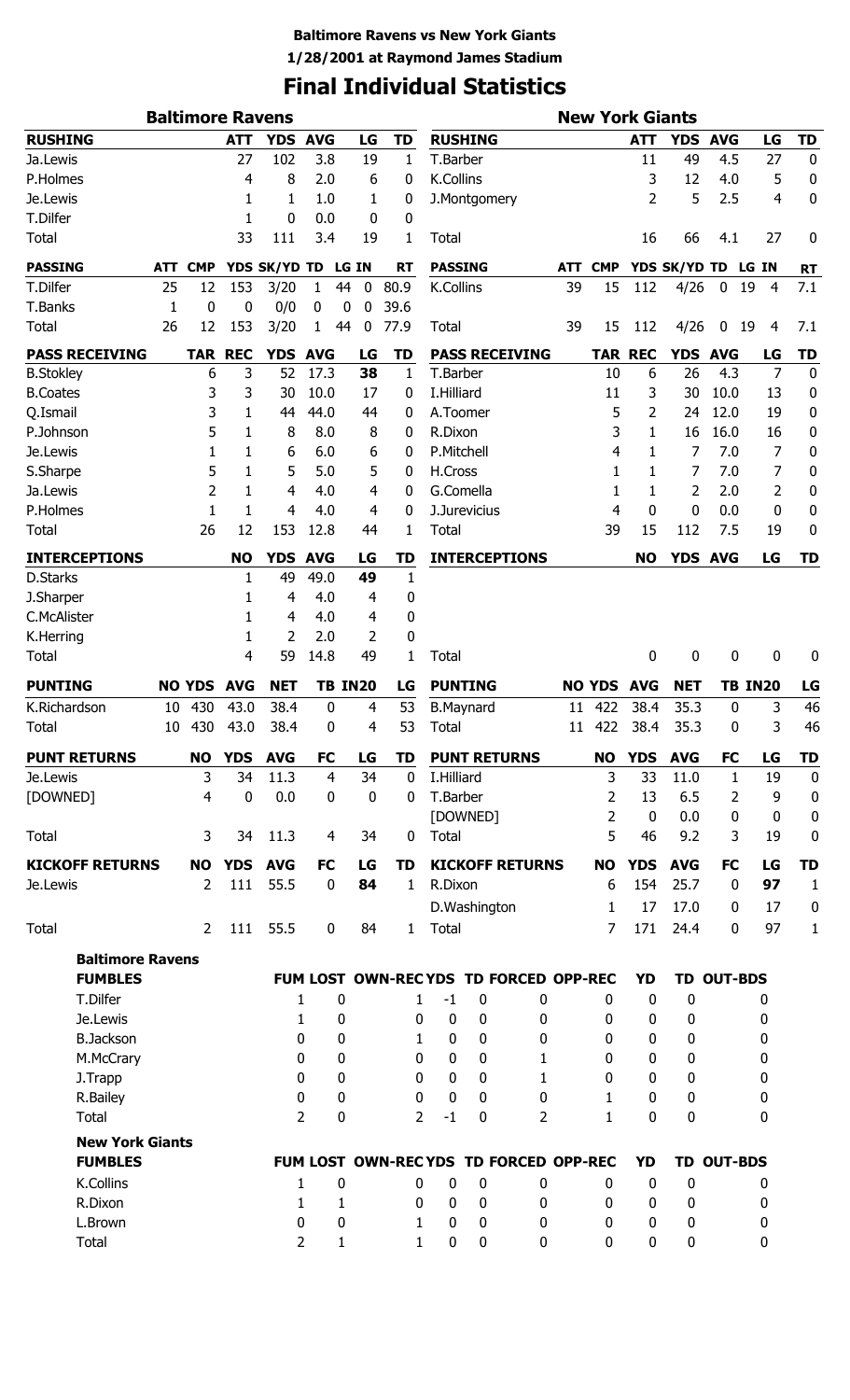**Baltimore Ravens vs New York Giants**
**1/28/2001 at Raymond James Stadium**

# Final Individual Statistics

## Baltimore Ravens

| RUSHING | ATT | YDS | AVG | LG | TD |
|---|---|---|---|---|---|
| Ja.Lewis | 27 | 102 | 3.8 | 19 | 1 |
| P.Holmes | 4 | 8 | 2.0 | 6 | 0 |
| Je.Lewis | 1 | 1 | 1.0 | 1 | 0 |
| T.Dilfer | 1 | 0 | 0.0 | 0 | 0 |
| Total | 33 | 111 | 3.4 | 19 | 1 |

| PASSING | ATT | CMP | YDS | SK/YD | TD | LG | IN | RT |
|---|---|---|---|---|---|---|---|---|
| T.Dilfer | 25 | 12 | 153 | 3/20 | 1 | 44 | 0 | 80.9 |
| T.Banks | 1 | 0 | 0 | 0/0 | 0 | 0 | 0 | 39.6 |
| Total | 26 | 12 | 153 | 3/20 | 1 | 44 | 0 | 77.9 |

| PASS RECEIVING | TAR | REC | YDS | AVG | LG | TD |
|---|---|---|---|---|---|---|
| B.Stokley | 6 | 3 | 52 | 17.3 | **38** | 1 |
| B.Coates | 3 | 3 | 30 | 10.0 | 17 | 0 |
| Q.Ismail | 3 | 1 | 44 | 44.0 | 44 | 0 |
| P.Johnson | 5 | 1 | 8 | 8.0 | 8 | 0 |
| Je.Lewis | 1 | 1 | 6 | 6.0 | 6 | 0 |
| S.Sharpe | 5 | 1 | 5 | 5.0 | 5 | 0 |
| Ja.Lewis | 2 | 1 | 4 | 4.0 | 4 | 0 |
| P.Holmes | 1 | 1 | 4 | 4.0 | 4 | 0 |
| Total | 26 | 12 | 153 | 12.8 | 44 | 1 |

| INTERCEPTIONS | NO | YDS | AVG | LG | TD |
|---|---|---|---|---|---|
| D.Starks | 1 | 49 | 49.0 | **49** | 1 |
| J.Sharper | 1 | 4 | 4.0 | 4 | 0 |
| C.McAlister | 1 | 4 | 4.0 | 4 | 0 |
| K.Herring | 1 | 2 | 2.0 | 2 | 0 |
| Total | 4 | 59 | 14.8 | 49 | 1 |

| PUNTING | NO | YDS | AVG | NET | TB | IN20 | LG |
|---|---|---|---|---|---|---|---|
| K.Richardson | 10 | 430 | 43.0 | 38.4 | 0 | 4 | 53 |
| Total | 10 | 430 | 43.0 | 38.4 | 0 | 4 | 53 |

| PUNT RETURNS | NO | YDS | AVG | FC | LG | TD |
|---|---|---|---|---|---|---|
| Je.Lewis | 3 | 34 | 11.3 | 4 | 34 | 0 |
| [DOWNED] | 4 | 0 | 0.0 | 0 | 0 | 0 |
| Total | 3 | 34 | 11.3 | 4 | 34 | 0 |

| KICKOFF RETURNS | NO | YDS | AVG | FC | LG | TD |
|---|---|---|---|---|---|---|
| Je.Lewis | 2 | 111 | 55.5 | 0 | **84** | 1 |
| Total | 2 | 111 | 55.5 | 0 | 84 | 1 |

## New York Giants

| RUSHING | ATT | YDS | AVG | LG | TD |
|---|---|---|---|---|---|
| T.Barber | 11 | 49 | 4.5 | 27 | 0 |
| K.Collins | 3 | 12 | 4.0 | 5 | 0 |
| J.Montgomery | 2 | 5 | 2.5 | 4 | 0 |
| Total | 16 | 66 | 4.1 | 27 | 0 |

| PASSING | ATT | CMP | YDS | SK/YD | TD | LG | IN | RT |
|---|---|---|---|---|---|---|---|---|
| K.Collins | 39 | 15 | 112 | 4/26 | 0 | 19 | 4 | 7.1 |
| Total | 39 | 15 | 112 | 4/26 | 0 | 19 | 4 | 7.1 |

| PASS RECEIVING | TAR | REC | YDS | AVG | LG | TD |
|---|---|---|---|---|---|---|
| T.Barber | 10 | 6 | 26 | 4.3 | 7 | 0 |
| I.Hilliard | 11 | 3 | 30 | 10.0 | 13 | 0 |
| A.Toomer | 5 | 2 | 24 | 12.0 | 19 | 0 |
| R.Dixon | 3 | 1 | 16 | 16.0 | 16 | 0 |
| P.Mitchell | 4 | 1 | 7 | 7.0 | 7 | 0 |
| H.Cross | 1 | 1 | 7 | 7.0 | 7 | 0 |
| G.Comella | 1 | 1 | 2 | 2.0 | 2 | 0 |
| J.Jurevicius | 4 | 0 | 0 | 0.0 | 0 | 0 |
| Total | 39 | 15 | 112 | 7.5 | 19 | 0 |

| INTERCEPTIONS | NO | YDS | AVG | LG | TD |
|---|---|---|---|---|---|
| Total | 0 | 0 | 0 | 0 | 0 |

| PUNTING | NO | YDS | AVG | NET | TB | IN20 | LG |
|---|---|---|---|---|---|---|---|
| B.Maynard | 11 | 422 | 38.4 | 35.3 | 0 | 3 | 46 |
| Total | 11 | 422 | 38.4 | 35.3 | 0 | 3 | 46 |

| PUNT RETURNS | NO | YDS | AVG | FC | LG | TD |
|---|---|---|---|---|---|---|
| I.Hilliard | 3 | 33 | 11.0 | 1 | 19 | 0 |
| T.Barber | 2 | 13 | 6.5 | 2 | 9 | 0 |
| [DOWNED] | 2 | 0 | 0.0 | 0 | 0 | 0 |
| Total | 5 | 46 | 9.2 | 3 | 19 | 0 |

| KICKOFF RETURNS | NO | YDS | AVG | FC | LG | TD |
|---|---|---|---|---|---|---|
| R.Dixon | 6 | 154 | 25.7 | 0 | **97** | 1 |
| D.Washington | 1 | 17 | 17.0 | 0 | 17 | 0 |
| Total | 7 | 171 | 24.4 | 0 | 97 | 1 |

## Baltimore Ravens

| FUMBLES | FUM | LOST | OWN-REC | YDS | TD | FORCED | OPP-REC | YD | TD | OUT-BDS |
|---|---|---|---|---|---|---|---|---|---|---|
| T.Dilfer | 1 | 0 | 1 | -1 | 0 | 0 | 0 | 0 | 0 | 0 |
| Je.Lewis | 1 | 0 | 0 | 0 | 0 | 0 | 0 | 0 | 0 | 0 |
| B.Jackson | 0 | 0 | 1 | 0 | 0 | 0 | 0 | 0 | 0 | 0 |
| M.McCrary | 0 | 0 | 0 | 0 | 0 | 1 | 0 | 0 | 0 | 0 |
| J.Trapp | 0 | 0 | 0 | 0 | 0 | 1 | 0 | 0 | 0 | 0 |
| R.Bailey | 0 | 0 | 0 | 0 | 0 | 0 | 1 | 0 | 0 | 0 |
| Total | 2 | 0 | 2 | -1 | 0 | 2 | 1 | 0 | 0 | 0 |

## New York Giants

| FUMBLES | FUM | LOST | OWN-REC | YDS | TD | FORCED | OPP-REC | YD | TD | OUT-BDS |
|---|---|---|---|---|---|---|---|---|---|---|
| K.Collins | 1 | 0 | 0 | 0 | 0 | 0 | 0 | 0 | 0 | 0 |
| R.Dixon | 1 | 1 | 0 | 0 | 0 | 0 | 0 | 0 | 0 | 0 |
| L.Brown | 0 | 0 | 1 | 0 | 0 | 0 | 0 | 0 | 0 | 0 |
| Total | 2 | 1 | 1 | 0 | 0 | 0 | 0 | 0 | 0 | 0 |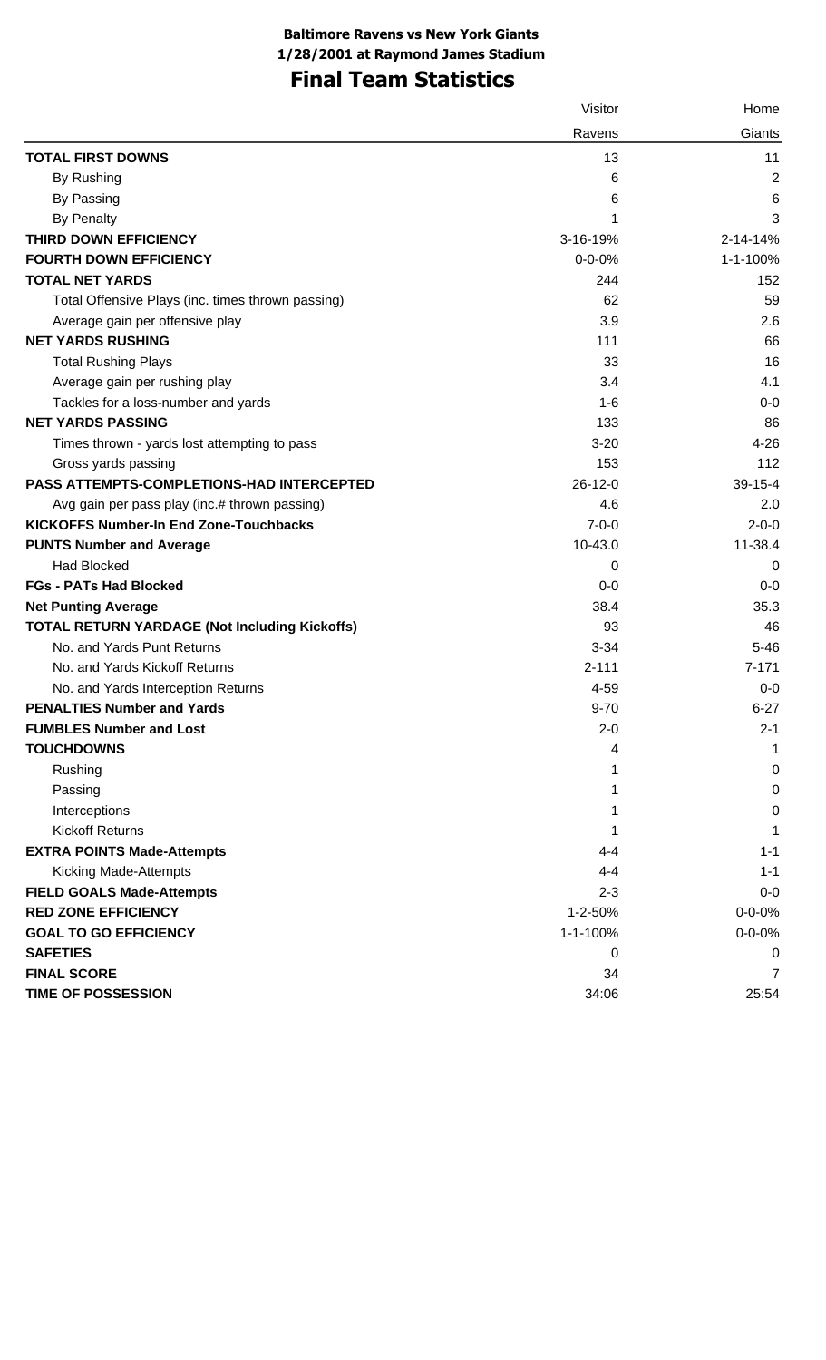**Baltimore Ravens vs New York Giants**
**1/28/2001 at Raymond James Stadium**

# Final Team Statistics

| | Visitor | Home |
|---|---|---|
| | Ravens | Giants |
| **TOTAL FIRST DOWNS** | 13 | 11 |
| By Rushing | 6 | 2 |
| By Passing | 6 | 6 |
| By Penalty | 1 | 3 |
| **THIRD DOWN EFFICIENCY** | 3-16-19% | 2-14-14% |
| **FOURTH DOWN EFFICIENCY** | 0-0-0% | 1-1-100% |
| **TOTAL NET YARDS** | 244 | 152 |
| Total Offensive Plays (inc. times thrown passing) | 62 | 59 |
| Average gain per offensive play | 3.9 | 2.6 |
| **NET YARDS RUSHING** | 111 | 66 |
| Total Rushing Plays | 33 | 16 |
| Average gain per rushing play | 3.4 | 4.1 |
| Tackles for a loss-number and yards | 1-6 | 0-0 |
| **NET YARDS PASSING** | 133 | 86 |
| Times thrown - yards lost attempting to pass | 3-20 | 4-26 |
| Gross yards passing | 153 | 112 |
| **PASS ATTEMPTS-COMPLETIONS-HAD INTERCEPTED** | 26-12-0 | 39-15-4 |
| Avg gain per pass play (inc.# thrown passing) | 4.6 | 2.0 |
| **KICKOFFS Number-In End Zone-Touchbacks** | 7-0-0 | 2-0-0 |
| **PUNTS Number and Average** | 10-43.0 | 11-38.4 |
| Had Blocked | 0 | 0 |
| **FGs - PATs Had Blocked** | 0-0 | 0-0 |
| **Net Punting Average** | 38.4 | 35.3 |
| **TOTAL RETURN YARDAGE (Not Including Kickoffs)** | 93 | 46 |
| No. and Yards Punt Returns | 3-34 | 5-46 |
| No. and Yards Kickoff Returns | 2-111 | 7-171 |
| No. and Yards Interception Returns | 4-59 | 0-0 |
| **PENALTIES Number and Yards** | 9-70 | 6-27 |
| **FUMBLES Number and Lost** | 2-0 | 2-1 |
| **TOUCHDOWNS** | 4 | 1 |
| Rushing | 1 | 0 |
| Passing | 1 | 0 |
| Interceptions | 1 | 0 |
| Kickoff Returns | 1 | 1 |
| **EXTRA POINTS Made-Attempts** | 4-4 | 1-1 |
| Kicking Made-Attempts | 4-4 | 1-1 |
| **FIELD GOALS Made-Attempts** | 2-3 | 0-0 |
| **RED ZONE EFFICIENCY** | 1-2-50% | 0-0-0% |
| **GOAL TO GO EFFICIENCY** | 1-1-100% | 0-0-0% |
| **SAFETIES** | 0 | 0 |
| **FINAL SCORE** | 34 | 7 |
| **TIME OF POSSESSION** | 34:06 | 25:54 |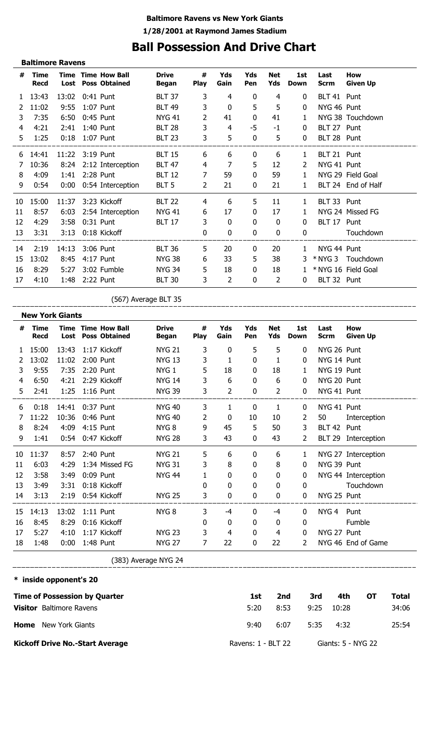**Baltimore Ravens vs New York Giants**

**1/28/2001 at Raymond James Stadium**

# Ball Possession And Drive Chart

## Baltimore Ravens

| # | Time Recd | Time Lost | Time Poss | How Ball Obtained | Drive Began | # Play | Yds Gain | Yds Pen | Net Yds | 1st Down | Last Scrm | How Given Up |
|---|---|---|---|---|---|---|---|---|---|---|---|---|
| 1 | 13:43 | 13:02 | 0:41 | Punt | BLT 37 | 3 | 4 | 0 | 4 | 0 | BLT 41 | Punt |
| 2 | 11:02 | 9:55 | 1:07 | Punt | BLT 49 | 3 | 0 | 5 | 5 | 0 | NYG 46 | Punt |
| 3 | 7:35 | 6:50 | 0:45 | Punt | NYG 41 | 2 | 41 | 0 | 41 | 1 | NYG 38 | Touchdown |
| 4 | 4:21 | 2:41 | 1:40 | Punt | BLT 28 | 3 | 4 | -5 | -1 | 0 | BLT 27 | Punt |
| 5 | 1:25 | 0:18 | 1:07 | Punt | BLT 23 | 3 | 5 | 0 | 5 | 0 | BLT 28 | Punt |
| 6 | 14:41 | 11:22 | 3:19 | Punt | BLT 15 | 6 | 6 | 0 | 6 | 1 | BLT 21 | Punt |
| 7 | 10:36 | 8:24 | 2:12 | Interception | BLT 47 | 4 | 7 | 5 | 12 | 2 | NYG 41 | Punt |
| 8 | 4:09 | 1:41 | 2:28 | Punt | BLT 12 | 7 | 59 | 0 | 59 | 1 | NYG 29 | Field Goal |
| 9 | 0:54 | 0:00 | 0:54 | Interception | BLT 5 | 2 | 21 | 0 | 21 | 1 | BLT 24 | End of Half |
| 10 | 15:00 | 11:37 | 3:23 | Kickoff | BLT 22 | 4 | 6 | 5 | 11 | 1 | BLT 33 | Punt |
| 11 | 8:57 | 6:03 | 2:54 | Interception | NYG 41 | 6 | 17 | 0 | 17 | 1 | NYG 24 | Missed FG |
| 12 | 4:29 | 3:58 | 0:31 | Punt | BLT 17 | 3 | 0 | 0 | 0 | 0 | BLT 17 | Punt |
| 13 | 3:31 | 3:13 | 0:18 | Kickoff | | 0 | 0 | 0 | 0 | 0 | | Touchdown |
| 14 | 2:19 | 14:13 | 3:06 | Punt | BLT 36 | 5 | 20 | 0 | 20 | 1 | NYG 44 | Punt |
| 15 | 13:02 | 8:45 | 4:17 | Punt | NYG 38 | 6 | 33 | 5 | 38 | 3 | * NYG 3 | Touchdown |
| 16 | 8:29 | 5:27 | 3:02 | Fumble | NYG 34 | 5 | 18 | 0 | 18 | 1 | * NYG 16 | Field Goal |
| 17 | 4:10 | 1:48 | 2:22 | Punt | BLT 30 | 3 | 2 | 0 | 2 | 0 | BLT 32 | Punt |

(567) Average BLT 35

## New York Giants

| # | Time Recd | Time Lost | Time Poss | How Ball Obtained | Drive Began | # Play | Yds Gain | Yds Pen | Net Yds | 1st Down | Last Scrm | How Given Up |
|---|---|---|---|---|---|---|---|---|---|---|---|---|
| 1 | 15:00 | 13:43 | 1:17 | Kickoff | NYG 21 | 3 | 0 | 5 | 5 | 0 | NYG 26 | Punt |
| 2 | 13:02 | 11:02 | 2:00 | Punt | NYG 13 | 3 | 1 | 0 | 1 | 0 | NYG 14 | Punt |
| 3 | 9:55 | 7:35 | 2:20 | Punt | NYG 1 | 5 | 18 | 0 | 18 | 1 | NYG 19 | Punt |
| 4 | 6:50 | 4:21 | 2:29 | Kickoff | NYG 14 | 3 | 6 | 0 | 6 | 0 | NYG 20 | Punt |
| 5 | 2:41 | 1:25 | 1:16 | Punt | NYG 39 | 3 | 2 | 0 | 2 | 0 | NYG 41 | Punt |
| 6 | 0:18 | 14:41 | 0:37 | Punt | NYG 40 | 3 | 1 | 0 | 1 | 0 | NYG 41 | Punt |
| 7 | 11:22 | 10:36 | 0:46 | Punt | NYG 40 | 2 | 0 | 10 | 10 | 2 | 50 | Interception |
| 8 | 8:24 | 4:09 | 4:15 | Punt | NYG 8 | 9 | 45 | 5 | 50 | 3 | BLT 42 | Punt |
| 9 | 1:41 | 0:54 | 0:47 | Kickoff | NYG 28 | 3 | 43 | 0 | 43 | 2 | BLT 29 | Interception |
| 10 | 11:37 | 8:57 | 2:40 | Punt | NYG 21 | 5 | 6 | 0 | 6 | 1 | NYG 27 | Interception |
| 11 | 6:03 | 4:29 | 1:34 | Missed FG | NYG 31 | 3 | 8 | 0 | 8 | 0 | NYG 39 | Punt |
| 12 | 3:58 | 3:49 | 0:09 | Punt | NYG 44 | 1 | 0 | 0 | 0 | 0 | NYG 44 | Interception |
| 13 | 3:49 | 3:31 | 0:18 | Kickoff | | 0 | 0 | 0 | 0 | 0 | | Touchdown |
| 14 | 3:13 | 2:19 | 0:54 | Kickoff | NYG 25 | 3 | 0 | 0 | 0 | 0 | NYG 25 | Punt |
| 15 | 14:13 | 13:02 | 1:11 | Punt | NYG 8 | 3 | -4 | 0 | -4 | 0 | NYG 4 | Punt |
| 16 | 8:45 | 8:29 | 0:16 | Kickoff | | 0 | 0 | 0 | 0 | 0 | | Fumble |
| 17 | 5:27 | 4:10 | 1:17 | Kickoff | NYG 23 | 3 | 4 | 0 | 4 | 0 | NYG 27 | Punt |
| 18 | 1:48 | 0:00 | 1:48 | Punt | NYG 27 | 7 | 22 | 0 | 22 | 2 | NYG 46 | End of Game |

(383) Average NYG 24

\* inside opponent's 20

| Time of Possession by Quarter | 1st | 2nd | 3rd | 4th | OT | Total |
|---|---|---|---|---|---|---|
| **Visitor** Baltimore Ravens | 5:20 | 8:53 | 9:25 | 10:28 | | 34:06 |
| **Home** New York Giants | 9:40 | 6:07 | 5:35 | 4:32 | | 25:54 |

**Kickoff Drive No.-Start Average** Ravens: 1 - BLT 22 Giants: 5 - NYG 22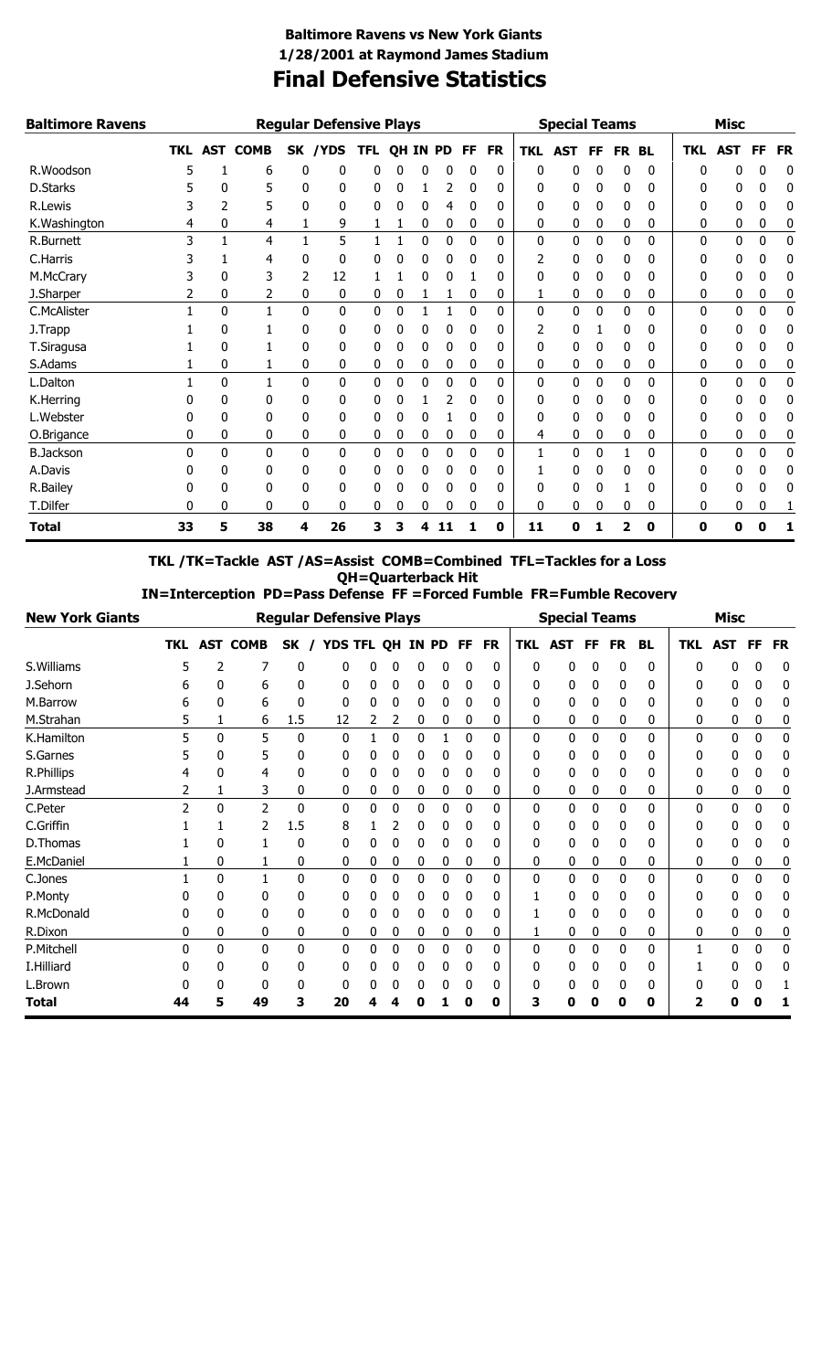**Baltimore Ravens vs New York Giants**
**1/28/2001 at Raymond James Stadium**

# Final Defensive Statistics

| Baltimore Ravens | Regular Defensive Plays | | | | | | | | | | | Special Teams | | | | | Misc | | | |
|---|---|---|---|---|---|---|---|---|---|---|---|---|---|---|---|---|---|---|---|---|
| | TKL | AST | COMB | SK | /YDS | TFL | QH | IN | PD | FF | FR | TKL | AST | FF | FR | BL | TKL | AST | FF | FR |
| R.Woodson | 5 | 1 | 6 | 0 | 0 | 0 | 0 | 0 | 0 | 0 | 0 | 0 | 0 | 0 | 0 | 0 | 0 | 0 | 0 | 0 |
| D.Starks | 5 | 0 | 5 | 0 | 0 | 0 | 0 | 1 | 2 | 0 | 0 | 0 | 0 | 0 | 0 | 0 | 0 | 0 | 0 | 0 |
| R.Lewis | 3 | 2 | 5 | 0 | 0 | 0 | 0 | 0 | 4 | 0 | 0 | 0 | 0 | 0 | 0 | 0 | 0 | 0 | 0 | 0 |
| K.Washington | 4 | 0 | 4 | 1 | 9 | 1 | 1 | 0 | 0 | 0 | 0 | 0 | 0 | 0 | 0 | 0 | 0 | 0 | 0 | 0 |
| R.Burnett | 3 | 1 | 4 | 1 | 5 | 1 | 1 | 0 | 0 | 0 | 0 | 0 | 0 | 0 | 0 | 0 | 0 | 0 | 0 | 0 |
| C.Harris | 3 | 1 | 4 | 0 | 0 | 0 | 0 | 0 | 0 | 0 | 0 | 2 | 0 | 0 | 0 | 0 | 0 | 0 | 0 | 0 |
| M.McCrary | 3 | 0 | 3 | 2 | 12 | 1 | 1 | 0 | 0 | 1 | 0 | 0 | 0 | 0 | 0 | 0 | 0 | 0 | 0 | 0 |
| J.Sharper | 2 | 0 | 2 | 0 | 0 | 0 | 0 | 1 | 1 | 0 | 0 | 1 | 0 | 0 | 0 | 0 | 0 | 0 | 0 | 0 |
| C.McAlister | 1 | 0 | 1 | 0 | 0 | 0 | 0 | 1 | 1 | 0 | 0 | 0 | 0 | 0 | 0 | 0 | 0 | 0 | 0 | 0 |
| J.Trapp | 1 | 0 | 1 | 0 | 0 | 0 | 0 | 0 | 0 | 0 | 0 | 2 | 0 | 1 | 0 | 0 | 0 | 0 | 0 | 0 |
| T.Siragusa | 1 | 0 | 1 | 0 | 0 | 0 | 0 | 0 | 0 | 0 | 0 | 0 | 0 | 0 | 0 | 0 | 0 | 0 | 0 | 0 |
| S.Adams | 1 | 0 | 1 | 0 | 0 | 0 | 0 | 0 | 0 | 0 | 0 | 0 | 0 | 0 | 0 | 0 | 0 | 0 | 0 | 0 |
| L.Dalton | 1 | 0 | 1 | 0 | 0 | 0 | 0 | 0 | 0 | 0 | 0 | 0 | 0 | 0 | 0 | 0 | 0 | 0 | 0 | 0 |
| K.Herring | 0 | 0 | 0 | 0 | 0 | 0 | 0 | 1 | 2 | 0 | 0 | 0 | 0 | 0 | 0 | 0 | 0 | 0 | 0 | 0 |
| L.Webster | 0 | 0 | 0 | 0 | 0 | 0 | 0 | 0 | 1 | 0 | 0 | 0 | 0 | 0 | 0 | 0 | 0 | 0 | 0 | 0 |
| O.Brigance | 0 | 0 | 0 | 0 | 0 | 0 | 0 | 0 | 0 | 0 | 0 | 4 | 0 | 0 | 0 | 0 | 0 | 0 | 0 | 0 |
| B.Jackson | 0 | 0 | 0 | 0 | 0 | 0 | 0 | 0 | 0 | 0 | 0 | 1 | 0 | 0 | 1 | 0 | 0 | 0 | 0 | 0 |
| A.Davis | 0 | 0 | 0 | 0 | 0 | 0 | 0 | 0 | 0 | 0 | 0 | 1 | 0 | 0 | 0 | 0 | 0 | 0 | 0 | 0 |
| R.Bailey | 0 | 0 | 0 | 0 | 0 | 0 | 0 | 0 | 0 | 0 | 0 | 0 | 0 | 0 | 1 | 0 | 0 | 0 | 0 | 0 |
| T.Dilfer | 0 | 0 | 0 | 0 | 0 | 0 | 0 | 0 | 0 | 0 | 0 | 0 | 0 | 0 | 0 | 0 | 0 | 0 | 0 | 1 |
| **Total** | **33** | **5** | **38** | **4** | **26** | **3** | **3** | **4** | **11** | **1** | **0** | **11** | **0** | **1** | **2** | **0** | **0** | **0** | **0** | **1** |

**TKL /TK=Tackle AST /AS=Assist COMB=Combined TFL=Tackles for a Loss**
**QH=Quarterback Hit**
**IN=Interception PD=Pass Defense FF =Forced Fumble FR=Fumble Recovery**

| New York Giants | Regular Defensive Plays | | | | | | | | | | | Special Teams | | | | | Misc | | | |
|---|---|---|---|---|---|---|---|---|---|---|---|---|---|---|---|---|---|---|---|---|
| | TKL | AST | COMB | SK / | YDS | TFL | QH | IN | PD | FF | FR | TKL | AST | FF | FR | BL | TKL | AST | FF | FR |
| S.Williams | 5 | 2 | 7 | 0 | 0 | 0 | 0 | 0 | 0 | 0 | 0 | 0 | 0 | 0 | 0 | 0 | 0 | 0 | 0 | 0 |
| J.Sehorn | 6 | 0 | 6 | 0 | 0 | 0 | 0 | 0 | 0 | 0 | 0 | 0 | 0 | 0 | 0 | 0 | 0 | 0 | 0 | 0 |
| M.Barrow | 6 | 0 | 6 | 0 | 0 | 0 | 0 | 0 | 0 | 0 | 0 | 0 | 0 | 0 | 0 | 0 | 0 | 0 | 0 | 0 |
| M.Strahan | 5 | 1 | 6 | 1.5 | 12 | 2 | 2 | 0 | 0 | 0 | 0 | 0 | 0 | 0 | 0 | 0 | 0 | 0 | 0 | 0 |
| K.Hamilton | 5 | 0 | 5 | 0 | 0 | 1 | 0 | 0 | 1 | 0 | 0 | 0 | 0 | 0 | 0 | 0 | 0 | 0 | 0 | 0 |
| S.Garnes | 5 | 0 | 5 | 0 | 0 | 0 | 0 | 0 | 0 | 0 | 0 | 0 | 0 | 0 | 0 | 0 | 0 | 0 | 0 | 0 |
| R.Phillips | 4 | 0 | 4 | 0 | 0 | 0 | 0 | 0 | 0 | 0 | 0 | 0 | 0 | 0 | 0 | 0 | 0 | 0 | 0 | 0 |
| J.Armstead | 2 | 1 | 3 | 0 | 0 | 0 | 0 | 0 | 0 | 0 | 0 | 0 | 0 | 0 | 0 | 0 | 0 | 0 | 0 | 0 |
| C.Peter | 2 | 0 | 2 | 0 | 0 | 0 | 0 | 0 | 0 | 0 | 0 | 0 | 0 | 0 | 0 | 0 | 0 | 0 | 0 | 0 |
| C.Griffin | 1 | 1 | 2 | 1.5 | 8 | 1 | 2 | 0 | 0 | 0 | 0 | 0 | 0 | 0 | 0 | 0 | 0 | 0 | 0 | 0 |
| D.Thomas | 1 | 0 | 1 | 0 | 0 | 0 | 0 | 0 | 0 | 0 | 0 | 0 | 0 | 0 | 0 | 0 | 0 | 0 | 0 | 0 |
| E.McDaniel | 1 | 0 | 1 | 0 | 0 | 0 | 0 | 0 | 0 | 0 | 0 | 0 | 0 | 0 | 0 | 0 | 0 | 0 | 0 | 0 |
| C.Jones | 1 | 0 | 1 | 0 | 0 | 0 | 0 | 0 | 0 | 0 | 0 | 0 | 0 | 0 | 0 | 0 | 0 | 0 | 0 | 0 |
| P.Monty | 0 | 0 | 0 | 0 | 0 | 0 | 0 | 0 | 0 | 0 | 0 | 1 | 0 | 0 | 0 | 0 | 0 | 0 | 0 | 0 |
| R.McDonald | 0 | 0 | 0 | 0 | 0 | 0 | 0 | 0 | 0 | 0 | 0 | 1 | 0 | 0 | 0 | 0 | 0 | 0 | 0 | 0 |
| R.Dixon | 0 | 0 | 0 | 0 | 0 | 0 | 0 | 0 | 0 | 0 | 0 | 1 | 0 | 0 | 0 | 0 | 0 | 0 | 0 | 0 |
| P.Mitchell | 0 | 0 | 0 | 0 | 0 | 0 | 0 | 0 | 0 | 0 | 0 | 0 | 0 | 0 | 0 | 0 | 1 | 0 | 0 | 0 |
| I.Hilliard | 0 | 0 | 0 | 0 | 0 | 0 | 0 | 0 | 0 | 0 | 0 | 0 | 0 | 0 | 0 | 0 | 1 | 0 | 0 | 0 |
| L.Brown | 0 | 0 | 0 | 0 | 0 | 0 | 0 | 0 | 0 | 0 | 0 | 0 | 0 | 0 | 0 | 0 | 0 | 0 | 0 | 1 |
| **Total** | **44** | **5** | **49** | **3** | **20** | **4** | **4** | **0** | **1** | **0** | **0** | **3** | **0** | **0** | **0** | **0** | **2** | **0** | **0** | **1** |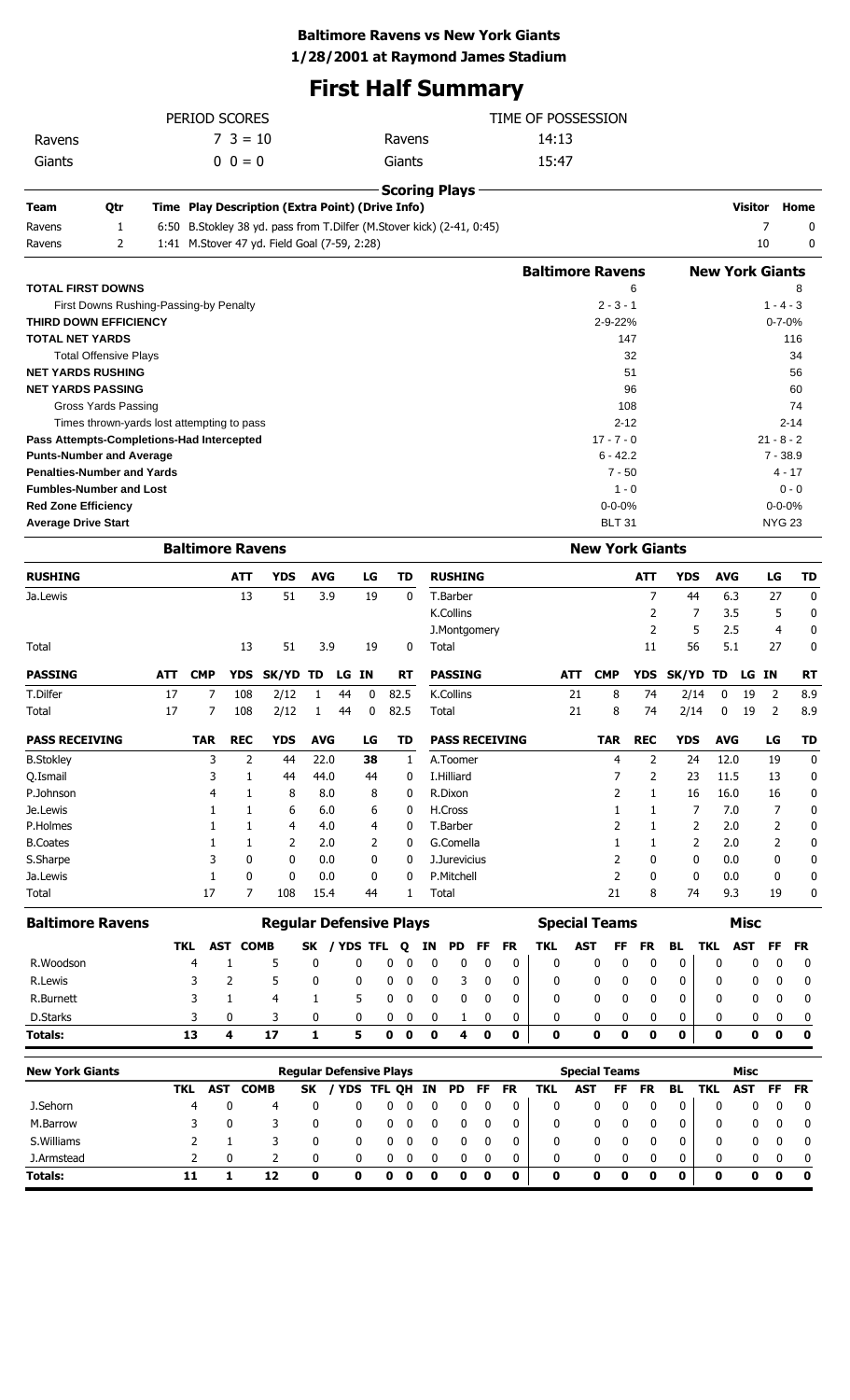**Baltimore Ravens vs New York Giants**
**1/28/2001 at Raymond James Stadium**

# First Half Summary

| PERIOD SCORES | | | TIME OF POSSESSION |
|---|---|---|---|
| Ravens | 7 3 = 10 | Ravens | 14:13 |
| Giants | 0 0 = 0 | Giants | 15:47 |

## Scoring Plays

| Team | Qtr | Time | Play Description (Extra Point) (Drive Info) | Visitor | Home |
|---|---|---|---|---|---|
| Ravens | 1 | 6:50 | B.Stokley 38 yd. pass from T.Dilfer (M.Stover kick) (2-41, 0:45) | 7 | 0 |
| Ravens | 2 | 1:41 | M.Stover 47 yd. Field Goal (7-59, 2:28) | 10 | 0 |

| | Baltimore Ravens | New York Giants |
|---|---|---|
| **TOTAL FIRST DOWNS** | 6 | 8 |
| First Downs Rushing-Passing-by Penalty | 2 - 3 - 1 | 1 - 4 - 3 |
| **THIRD DOWN EFFICIENCY** | 2-9-22% | 0-7-0% |
| **TOTAL NET YARDS** | 147 | 116 |
| Total Offensive Plays | 32 | 34 |
| **NET YARDS RUSHING** | 51 | 56 |
| **NET YARDS PASSING** | 96 | 60 |
| Gross Yards Passing | 108 | 74 |
| Times thrown-yards lost attempting to pass | 2-12 | 2-14 |
| **Pass Attempts-Completions-Had Intercepted** | 17 - 7 - 0 | 21 - 8 - 2 |
| **Punts-Number and Average** | 6 - 42.2 | 7 - 38.9 |
| **Penalties-Number and Yards** | 7 - 50 | 4 - 17 |
| **Fumbles-Number and Lost** | 1 - 0 | 0 - 0 |
| **Red Zone Efficiency** | 0-0-0% | 0-0-0% |
| **Average Drive Start** | BLT 31 | NYG 23 |

## Baltimore Ravens

| RUSHING | ATT | YDS | AVG | LG | TD |
|---|---|---|---|---|---|
| Ja.Lewis | 13 | 51 | 3.9 | 19 | 0 |
| Total | 13 | 51 | 3.9 | 19 | 0 |

| PASSING | ATT | CMP | YDS | SK/YD | TD | LG | IN | RT |
|---|---|---|---|---|---|---|---|---|
| T.Dilfer | 17 | 7 | 108 | 2/12 | 1 | 44 | 0 | 82.5 |
| Total | 17 | 7 | 108 | 2/12 | 1 | 44 | 0 | 82.5 |

| PASS RECEIVING | TAR | REC | YDS | AVG | LG | TD |
|---|---|---|---|---|---|---|
| B.Stokley | 3 | 2 | 44 | 22.0 | **38** | 1 |
| Q.Ismail | 3 | 1 | 44 | 44.0 | 44 | 0 |
| P.Johnson | 4 | 1 | 8 | 8.0 | 8 | 0 |
| Je.Lewis | 1 | 1 | 6 | 6.0 | 6 | 0 |
| P.Holmes | 1 | 1 | 4 | 4.0 | 4 | 0 |
| B.Coates | 1 | 1 | 2 | 2.0 | 2 | 0 |
| S.Sharpe | 3 | 0 | 0 | 0.0 | 0 | 0 |
| Ja.Lewis | 1 | 0 | 0 | 0.0 | 0 | 0 |
| Total | 17 | 7 | 108 | 15.4 | 44 | 1 |

## New York Giants

| RUSHING | ATT | YDS | AVG | LG | TD |
|---|---|---|---|---|---|
| T.Barber | 7 | 44 | 6.3 | 27 | 0 |
| K.Collins | 2 | 7 | 3.5 | 5 | 0 |
| J.Montgomery | 2 | 5 | 2.5 | 4 | 0 |
| Total | 11 | 56 | 5.1 | 27 | 0 |

| PASSING | ATT | CMP | YDS | SK/YD | TD | LG | IN | RT |
|---|---|---|---|---|---|---|---|---|
| K.Collins | 21 | 8 | 74 | 2/14 | 0 | 19 | 2 | 8.9 |
| Total | 21 | 8 | 74 | 2/14 | 0 | 19 | 2 | 8.9 |

| PASS RECEIVING | TAR | REC | YDS | AVG | LG | TD |
|---|---|---|---|---|---|---|
| A.Toomer | 4 | 2 | 24 | 12.0 | 19 | 0 |
| I.Hilliard | 7 | 2 | 23 | 11.5 | 13 | 0 |
| R.Dixon | 2 | 1 | 16 | 16.0 | 16 | 0 |
| H.Cross | 1 | 1 | 7 | 7.0 | 7 | 0 |
| T.Barber | 2 | 1 | 2 | 2.0 | 2 | 0 |
| G.Comella | 1 | 1 | 2 | 2.0 | 2 | 0 |
| J.Jurevicius | 2 | 0 | 0 | 0.0 | 0 | 0 |
| P.Mitchell | 2 | 0 | 0 | 0.0 | 0 | 0 |
| Total | 21 | 8 | 74 | 9.3 | 19 | 0 |

## Baltimore Ravens Defense

| Baltimore Ravens | TKL | AST | COMB | SK | / YDS | TFL | Q | IN | PD | FF | FR | ST TKL | ST AST | ST FF | ST FR | BL | Misc TKL | Misc AST | Misc FF | Misc FR |
|---|---|---|---|---|---|---|---|---|---|---|---|---|---|---|---|---|---|---|---|---|
| R.Woodson | 4 | 1 | 5 | 0 | 0 | 0 | 0 | 0 | 0 | 0 | 0 | 0 | 0 | 0 | 0 | 0 | 0 | 0 | 0 | 0 |
| R.Lewis | 3 | 2 | 5 | 0 | 0 | 0 | 0 | 0 | 3 | 0 | 0 | 0 | 0 | 0 | 0 | 0 | 0 | 0 | 0 | 0 |
| R.Burnett | 3 | 1 | 4 | 1 | 5 | 0 | 0 | 0 | 0 | 0 | 0 | 0 | 0 | 0 | 0 | 0 | 0 | 0 | 0 | 0 |
| D.Starks | 3 | 0 | 3 | 0 | 0 | 0 | 0 | 0 | 1 | 0 | 0 | 0 | 0 | 0 | 0 | 0 | 0 | 0 | 0 | 0 |
| **Totals:** | **13** | **4** | **17** | **1** | **5** | **0** | **0** | **0** | **4** | **0** | **0** | **0** | **0** | **0** | **0** | **0** | **0** | **0** | **0** | **0** |

## New York Giants Defense

| New York Giants | TKL | AST | COMB | SK | / YDS | TFL | QH | IN | PD | FF | FR | ST TKL | ST AST | ST FF | ST FR | BL | Misc TKL | Misc AST | Misc FF | Misc FR |
|---|---|---|---|---|---|---|---|---|---|---|---|---|---|---|---|---|---|---|---|---|
| J.Sehorn | 4 | 0 | 4 | 0 | 0 | 0 | 0 | 0 | 0 | 0 | 0 | 0 | 0 | 0 | 0 | 0 | 0 | 0 | 0 | 0 |
| M.Barrow | 3 | 0 | 3 | 0 | 0 | 0 | 0 | 0 | 0 | 0 | 0 | 0 | 0 | 0 | 0 | 0 | 0 | 0 | 0 | 0 |
| S.Williams | 2 | 1 | 3 | 0 | 0 | 0 | 0 | 0 | 0 | 0 | 0 | 0 | 0 | 0 | 0 | 0 | 0 | 0 | 0 | 0 |
| J.Armstead | 2 | 0 | 2 | 0 | 0 | 0 | 0 | 0 | 0 | 0 | 0 | 0 | 0 | 0 | 0 | 0 | 0 | 0 | 0 | 0 |
| **Totals:** | **11** | **1** | **12** | **0** | **0** | **0** | **0** | **0** | **0** | **0** | **0** | **0** | **0** | **0** | **0** | **0** | **0** | **0** | **0** | **0** |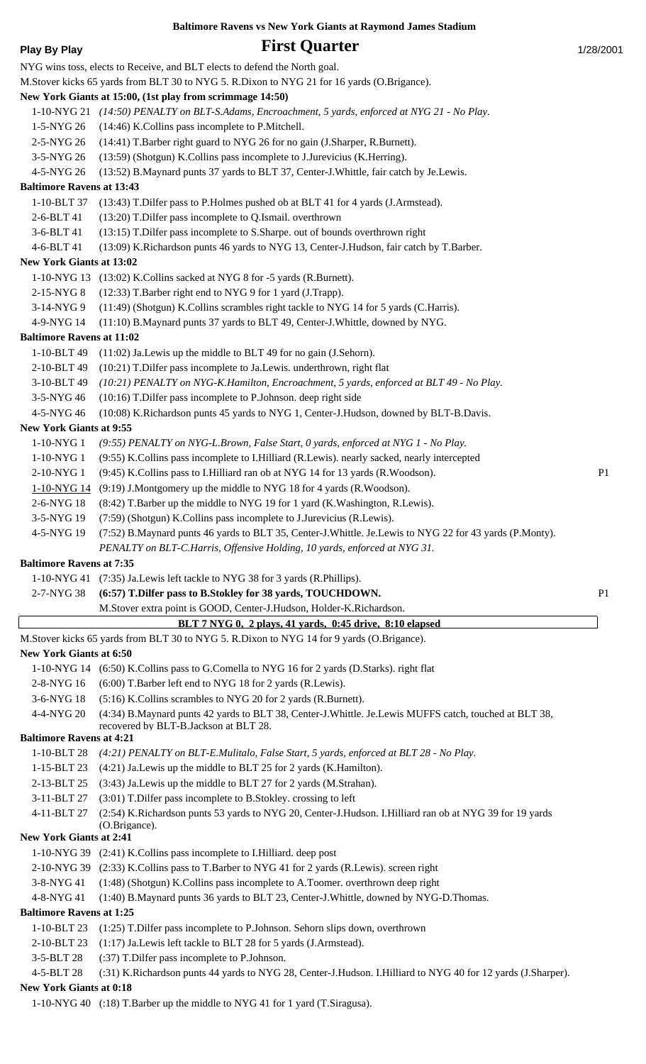**Baltimore Ravens vs New York Giants at Raymond James Stadium**

**Play By Play** | **First Quarter** | 1/28/2001

NYG wins toss, elects to Receive, and BLT elects to defend the North goal.

M.Stover kicks 65 yards from BLT 30 to NYG 5. R.Dixon to NYG 21 for 16 yards (O.Brigance).

**New York Giants at 15:00, (1st play from scrimmage 14:50)**

| | | |
|---|---|---|
| 1-10-NYG 21 | *(14:50) PENALTY on BLT-S.Adams, Encroachment, 5 yards, enforced at NYG 21 - No Play.* | |
| 1-5-NYG 26 | (14:46) K.Collins pass incomplete to P.Mitchell. | |
| 2-5-NYG 26 | (14:41) T.Barber right guard to NYG 26 for no gain (J.Sharper, R.Burnett). | |
| 3-5-NYG 26 | (13:59) (Shotgun) K.Collins pass incomplete to J.Jurevicius (K.Herring). | |
| 4-5-NYG 26 | (13:52) B.Maynard punts 37 yards to BLT 37, Center-J.Whittle, fair catch by Je.Lewis. | |

**Baltimore Ravens at 13:43**

| | | |
|---|---|---|
| 1-10-BLT 37 | (13:43) T.Dilfer pass to P.Holmes pushed ob at BLT 41 for 4 yards (J.Armstead). | |
| 2-6-BLT 41 | (13:20) T.Dilfer pass incomplete to Q.Ismail. overthrown | |
| 3-6-BLT 41 | (13:15) T.Dilfer pass incomplete to S.Sharpe. out of bounds overthrown right | |
| 4-6-BLT 41 | (13:09) K.Richardson punts 46 yards to NYG 13, Center-J.Hudson, fair catch by T.Barber. | |

**New York Giants at 13:02**

| | | |
|---|---|---|
| 1-10-NYG 13 | (13:02) K.Collins sacked at NYG 8 for -5 yards (R.Burnett). | |
| 2-15-NYG 8 | (12:33) T.Barber right end to NYG 9 for 1 yard (J.Trapp). | |
| 3-14-NYG 9 | (11:49) (Shotgun) K.Collins scrambles right tackle to NYG 14 for 5 yards (C.Harris). | |
| 4-9-NYG 14 | (11:10) B.Maynard punts 37 yards to BLT 49, Center-J.Whittle, downed by NYG. | |

**Baltimore Ravens at 11:02**

| | | |
|---|---|---|
| 1-10-BLT 49 | (11:02) Ja.Lewis up the middle to BLT 49 for no gain (J.Sehorn). | |
| 2-10-BLT 49 | (10:21) T.Dilfer pass incomplete to Ja.Lewis. underthrown, right flat | |
| 3-10-BLT 49 | *(10:21) PENALTY on NYG-K.Hamilton, Encroachment, 5 yards, enforced at BLT 49 - No Play.* | |
| 3-5-NYG 46 | (10:16) T.Dilfer pass incomplete to P.Johnson. deep right side | |
| 4-5-NYG 46 | (10:08) K.Richardson punts 45 yards to NYG 1, Center-J.Hudson, downed by BLT-B.Davis. | |

**New York Giants at 9:55**

| | | |
|---|---|---|
| 1-10-NYG 1 | *(9:55) PENALTY on NYG-L.Brown, False Start, 0 yards, enforced at NYG 1 - No Play.* | |
| 1-10-NYG 1 | (9:55) K.Collins pass incomplete to I.Hilliard (R.Lewis). nearly sacked, nearly intercepted | |
| 2-10-NYG 1 | (9:45) K.Collins pass to I.Hilliard ran ob at NYG 14 for 13 yards (R.Woodson). | P1 |
| 1-10-NYG 14 | (9:19) J.Montgomery up the middle to NYG 18 for 4 yards (R.Woodson). | |
| 2-6-NYG 18 | (8:42) T.Barber up the middle to NYG 19 for 1 yard (K.Washington, R.Lewis). | |
| 3-5-NYG 19 | (7:59) (Shotgun) K.Collins pass incomplete to J.Jurevicius (R.Lewis). | |
| 4-5-NYG 19 | (7:52) B.Maynard punts 46 yards to BLT 35, Center-J.Whittle. Je.Lewis to NYG 22 for 43 yards (P.Monty). *PENALTY on BLT-C.Harris, Offensive Holding, 10 yards, enforced at NYG 31.* | |

**Baltimore Ravens at 7:35**

| | | |
|---|---|---|
| 1-10-NYG 41 | (7:35) Ja.Lewis left tackle to NYG 38 for 3 yards (R.Phillips). | |
| 2-7-NYG 38 | **(6:57) T.Dilfer pass to B.Stokley for 38 yards, TOUCHDOWN.** | P1 |
| | M.Stover extra point is GOOD, Center-J.Hudson, Holder-K.Richardson. | |

**BLT 7 NYG 0, 2 plays, 41 yards, 0:45 drive, 8:10 elapsed**

M.Stover kicks 65 yards from BLT 30 to NYG 5. R.Dixon to NYG 14 for 9 yards (O.Brigance).

**New York Giants at 6:50**

| | | |
|---|---|---|
| 1-10-NYG 14 | (6:50) K.Collins pass to G.Comella to NYG 16 for 2 yards (D.Starks). right flat | |
| 2-8-NYG 16 | (6:00) T.Barber left end to NYG 18 for 2 yards (R.Lewis). | |
| 3-6-NYG 18 | (5:16) K.Collins scrambles to NYG 20 for 2 yards (R.Burnett). | |
| 4-4-NYG 20 | (4:34) B.Maynard punts 42 yards to BLT 38, Center-J.Whittle. Je.Lewis MUFFS catch, touched at BLT 38, recovered by BLT-B.Jackson at BLT 28. | |

**Baltimore Ravens at 4:21**

| | | |
|---|---|---|
| 1-10-BLT 28 | *(4:21) PENALTY on BLT-E.Mulitalo, False Start, 5 yards, enforced at BLT 28 - No Play.* | |
| 1-15-BLT 23 | (4:21) Ja.Lewis up the middle to BLT 25 for 2 yards (K.Hamilton). | |
| 2-13-BLT 25 | (3:43) Ja.Lewis up the middle to BLT 27 for 2 yards (M.Strahan). | |
| 3-11-BLT 27 | (3:01) T.Dilfer pass incomplete to B.Stokley. crossing to left | |
| 4-11-BLT 27 | (2:54) K.Richardson punts 53 yards to NYG 20, Center-J.Hudson. I.Hilliard ran ob at NYG 39 for 19 yards (O.Brigance). | |

**New York Giants at 2:41**

| | | |
|---|---|---|
| 1-10-NYG 39 | (2:41) K.Collins pass incomplete to I.Hilliard. deep post | |
| 2-10-NYG 39 | (2:33) K.Collins pass to T.Barber to NYG 41 for 2 yards (R.Lewis). screen right | |
| 3-8-NYG 41 | (1:48) (Shotgun) K.Collins pass incomplete to A.Toomer. overthrown deep right | |
| 4-8-NYG 41 | (1:40) B.Maynard punts 36 yards to BLT 23, Center-J.Whittle, downed by NYG-D.Thomas. | |

**Baltimore Ravens at 1:25**

| | | |
|---|---|---|
| 1-10-BLT 23 | (1:25) T.Dilfer pass incomplete to P.Johnson. Sehorn slips down, overthrown | |
| 2-10-BLT 23 | (1:17) Ja.Lewis left tackle to BLT 28 for 5 yards (J.Armstead). | |
| 3-5-BLT 28 | (:37) T.Dilfer pass incomplete to P.Johnson. | |
| 4-5-BLT 28 | (:31) K.Richardson punts 44 yards to NYG 28, Center-J.Hudson. I.Hilliard to NYG 40 for 12 yards (J.Sharper). | |

**New York Giants at 0:18**

| | | |
|---|---|---|
| 1-10-NYG 40 | (:18) T.Barber up the middle to NYG 41 for 1 yard (T.Siragusa). | |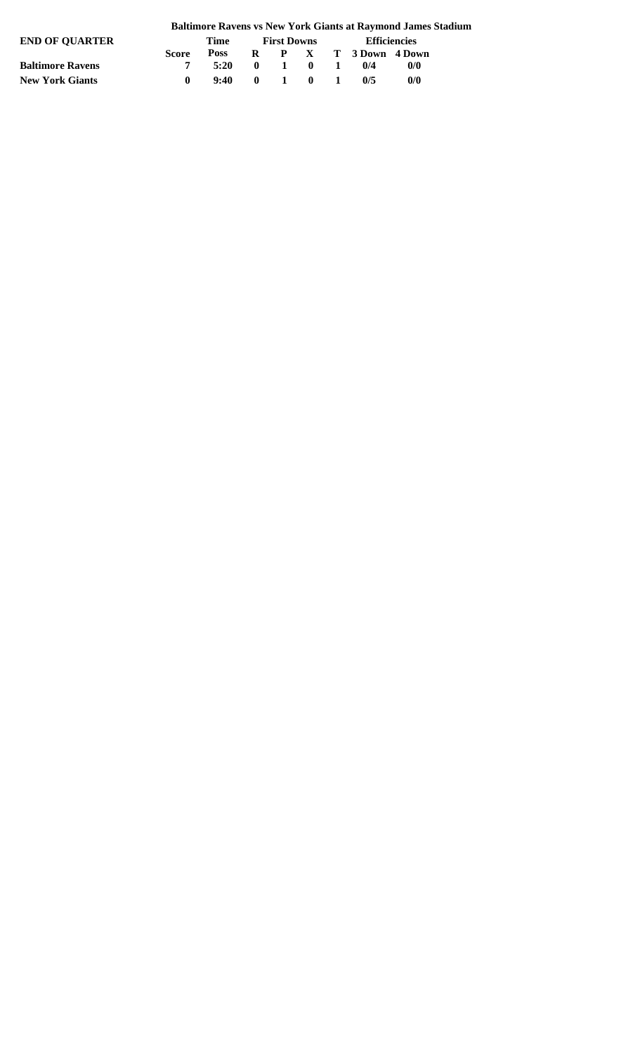**Baltimore Ravens vs New York Giants at Raymond James Stadium**

| END OF QUARTER | | Time | First Downs | | | | Efficiencies | |
|---|---|---|---|---|---|---|---|---|
| | Score | Poss | R | P | X | T | 3 Down | 4 Down |
| **Baltimore Ravens** | 7 | 5:20 | 0 | 1 | 0 | 1 | 0/4 | 0/0 |
| **New York Giants** | 0 | 9:40 | 0 | 1 | 0 | 1 | 0/5 | 0/0 |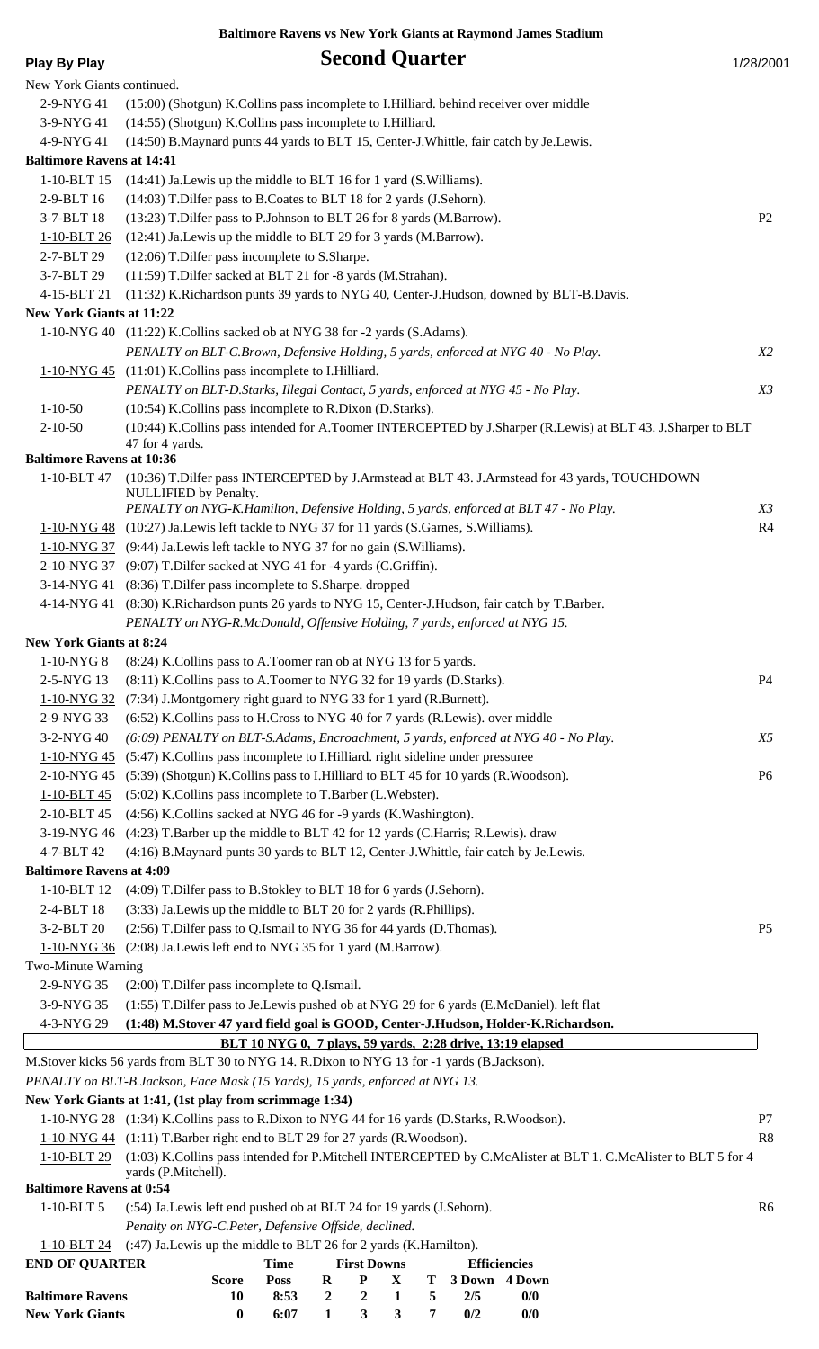**Baltimore Ravens vs New York Giants at Raymond James Stadium**

**Play By Play** — **Second Quarter** — 1/28/2001

New York Giants continued.

| Down | Play | |
|---|---|---|
| 2-9-NYG 41 | (15:00) (Shotgun) K.Collins pass incomplete to I.Hilliard. behind receiver over middle | |
| 3-9-NYG 41 | (14:55) (Shotgun) K.Collins pass incomplete to I.Hilliard. | |
| 4-9-NYG 41 | (14:50) B.Maynard punts 44 yards to BLT 15, Center-J.Whittle, fair catch by Je.Lewis. | |
| **Baltimore Ravens at 14:41** | | |
| 1-10-BLT 15 | (14:41) Ja.Lewis up the middle to BLT 16 for 1 yard (S.Williams). | |
| 2-9-BLT 16 | (14:03) T.Dilfer pass to B.Coates to BLT 18 for 2 yards (J.Sehorn). | |
| 3-7-BLT 18 | (13:23) T.Dilfer pass to P.Johnson to BLT 26 for 8 yards (M.Barrow). | P2 |
| 1-10-BLT 26 | (12:41) Ja.Lewis up the middle to BLT 29 for 3 yards (M.Barrow). | |
| 2-7-BLT 29 | (12:06) T.Dilfer pass incomplete to S.Sharpe. | |
| 3-7-BLT 29 | (11:59) T.Dilfer sacked at BLT 21 for -8 yards (M.Strahan). | |
| 4-15-BLT 21 | (11:32) K.Richardson punts 39 yards to NYG 40, Center-J.Hudson, downed by BLT-B.Davis. | |
| **New York Giants at 11:22** | | |
| 1-10-NYG 40 | (11:22) K.Collins sacked ob at NYG 38 for -2 yards (S.Adams). | |
| | *PENALTY on BLT-C.Brown, Defensive Holding, 5 yards, enforced at NYG 40 - No Play.* | *X2* |
| 1-10-NYG 45 | (11:01) K.Collins pass incomplete to I.Hilliard. | |
| | *PENALTY on BLT-D.Starks, Illegal Contact, 5 yards, enforced at NYG 45 - No Play.* | *X3* |
| 1-10-50 | (10:54) K.Collins pass incomplete to R.Dixon (D.Starks). | |
| 2-10-50 | (10:44) K.Collins pass intended for A.Toomer INTERCEPTED by J.Sharper (R.Lewis) at BLT 43. J.Sharper to BLT 47 for 4 yards. | |
| **Baltimore Ravens at 10:36** | | |
| 1-10-BLT 47 | (10:36) T.Dilfer pass INTERCEPTED by J.Armstead at BLT 43. J.Armstead for 43 yards, TOUCHDOWN NULLIFIED by Penalty. | |
| | *PENALTY on NYG-K.Hamilton, Defensive Holding, 5 yards, enforced at BLT 47 - No Play.* | *X3* |
| 1-10-NYG 48 | (10:27) Ja.Lewis left tackle to NYG 37 for 11 yards (S.Garnes, S.Williams). | R4 |
| 1-10-NYG 37 | (9:44) Ja.Lewis left tackle to NYG 37 for no gain (S.Williams). | |
| 2-10-NYG 37 | (9:07) T.Dilfer sacked at NYG 41 for -4 yards (C.Griffin). | |
| 3-14-NYG 41 | (8:36) T.Dilfer pass incomplete to S.Sharpe. dropped | |
| 4-14-NYG 41 | (8:30) K.Richardson punts 26 yards to NYG 15, Center-J.Hudson, fair catch by T.Barber. | |
| | *PENALTY on NYG-R.McDonald, Offensive Holding, 7 yards, enforced at NYG 15.* | |
| **New York Giants at 8:24** | | |
| 1-10-NYG 8 | (8:24) K.Collins pass to A.Toomer ran ob at NYG 13 for 5 yards. | |
| 2-5-NYG 13 | (8:11) K.Collins pass to A.Toomer to NYG 32 for 19 yards (D.Starks). | P4 |
| 1-10-NYG 32 | (7:34) J.Montgomery right guard to NYG 33 for 1 yard (R.Burnett). | |
| 2-9-NYG 33 | (6:52) K.Collins pass to H.Cross to NYG 40 for 7 yards (R.Lewis). over middle | |
| 3-2-NYG 40 | *(6:09) PENALTY on BLT-S.Adams, Encroachment, 5 yards, enforced at NYG 40 - No Play.* | *X5* |
| 1-10-NYG 45 | (5:47) K.Collins pass incomplete to I.Hilliard. right sideline under pressuree | |
| 2-10-NYG 45 | (5:39) (Shotgun) K.Collins pass to I.Hilliard to BLT 45 for 10 yards (R.Woodson). | P6 |
| 1-10-BLT 45 | (5:02) K.Collins pass incomplete to T.Barber (L.Webster). | |
| 2-10-BLT 45 | (4:56) K.Collins sacked at NYG 46 for -9 yards (K.Washington). | |
| 3-19-NYG 46 | (4:23) T.Barber up the middle to BLT 42 for 12 yards (C.Harris; R.Lewis). draw | |
| 4-7-BLT 42 | (4:16) B.Maynard punts 30 yards to BLT 12, Center-J.Whittle, fair catch by Je.Lewis. | |
| **Baltimore Ravens at 4:09** | | |
| 1-10-BLT 12 | (4:09) T.Dilfer pass to B.Stokley to BLT 18 for 6 yards (J.Sehorn). | |
| 2-4-BLT 18 | (3:33) Ja.Lewis up the middle to BLT 20 for 2 yards (R.Phillips). | |
| 3-2-BLT 20 | (2:56) T.Dilfer pass to Q.Ismail to NYG 36 for 44 yards (D.Thomas). | P5 |
| 1-10-NYG 36 | (2:08) Ja.Lewis left end to NYG 35 for 1 yard (M.Barrow). | |
| Two-Minute Warning | | |
| 2-9-NYG 35 | (2:00) T.Dilfer pass incomplete to Q.Ismail. | |
| 3-9-NYG 35 | (1:55) T.Dilfer pass to Je.Lewis pushed ob at NYG 29 for 6 yards (E.McDaniel). left flat | |
| 4-3-NYG 29 | **(1:48) M.Stover 47 yard field goal is GOOD, Center-J.Hudson, Holder-K.Richardson.** | |
| | **BLT 10 NYG 0, 7 plays, 59 yards, 2:28 drive, 13:19 elapsed** | |

M.Stover kicks 56 yards from BLT 30 to NYG 14. R.Dixon to NYG 13 for -1 yards (B.Jackson).

*PENALTY on BLT-B.Jackson, Face Mask (15 Yards), 15 yards, enforced at NYG 13.*

| Down | Play | |
|---|---|---|
| **New York Giants at 1:41, (1st play from scrimmage 1:34)** | | |
| 1-10-NYG 28 | (1:34) K.Collins pass to R.Dixon to NYG 44 for 16 yards (D.Starks, R.Woodson). | P7 |
| 1-10-NYG 44 | (1:11) T.Barber right end to BLT 29 for 27 yards (R.Woodson). | R8 |
| 1-10-BLT 29 | (1:03) K.Collins pass intended for P.Mitchell INTERCEPTED by C.McAlister at BLT 1. C.McAlister to BLT 5 for 4 yards (P.Mitchell). | |
| **Baltimore Ravens at 0:54** | | |
| 1-10-BLT 5 | (:54) Ja.Lewis left end pushed ob at BLT 24 for 19 yards (J.Sehorn). | R6 |
| | *Penalty on NYG-C.Peter, Defensive Offside, declined.* | |
| 1-10-BLT 24 | (:47) Ja.Lewis up the middle to BLT 26 for 2 yards (K.Hamilton). | |

| END OF QUARTER | Score | Time Poss | First Downs R | First Downs P | First Downs X | First Downs T | Efficiencies 3 Down | Efficiencies 4 Down |
|---|---|---|---|---|---|---|---|---|
| **Baltimore Ravens** | 10 | 8:53 | 2 | 2 | 1 | 5 | 2/5 | 0/0 |
| **New York Giants** | 0 | 6:07 | 1 | 3 | 3 | 7 | 0/2 | 0/0 |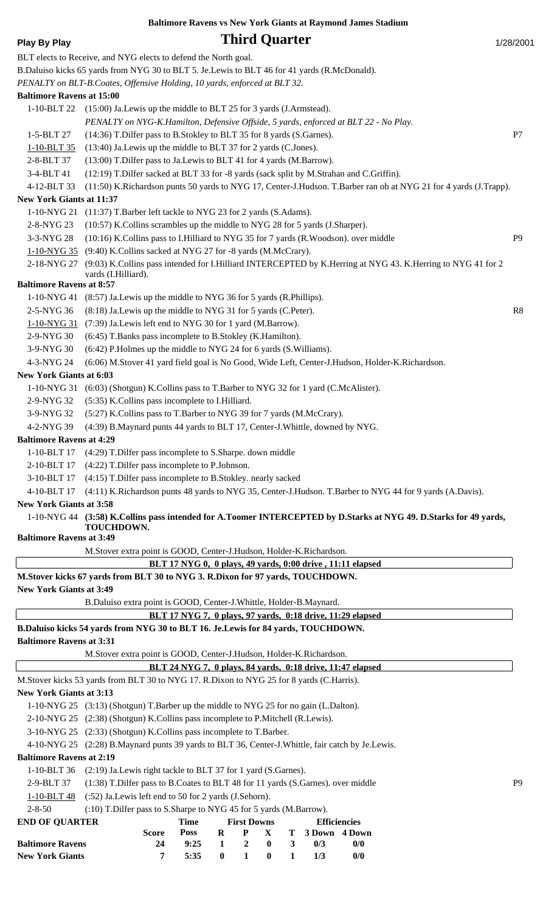**Baltimore Ravens vs New York Giants at Raymond James Stadium**

**Play By Play** — **Third Quarter** — 1/28/2001

BLT elects to Receive, and NYG elects to defend the North goal.

B.Daluiso kicks 65 yards from NYG 30 to BLT 5. Je.Lewis to BLT 46 for 41 yards (R.McDonald).

*PENALTY on BLT-B.Coates, Offensive Holding, 10 yards, enforced at BLT 32.*

**Baltimore Ravens at 15:00**

| | | |
|---|---|---|
| 1-10-BLT 22 | (15:00) Ja.Lewis up the middle to BLT 25 for 3 yards (J.Armstead). | |
| | *PENALTY on NYG-K.Hamilton, Defensive Offside, 5 yards, enforced at BLT 22 - No Play.* | |
| 1-5-BLT 27 | (14:36) T.Dilfer pass to B.Stokley to BLT 35 for 8 yards (S.Garnes). | P7 |
| 1-10-BLT 35 | (13:40) Ja.Lewis up the middle to BLT 37 for 2 yards (C.Jones). | |
| 2-8-BLT 37 | (13:00) T.Dilfer pass to Ja.Lewis to BLT 41 for 4 yards (M.Barrow). | |
| 3-4-BLT 41 | (12:19) T.Dilfer sacked at BLT 33 for -8 yards (sack split by M.Strahan and C.Griffin). | |
| 4-12-BLT 33 | (11:50) K.Richardson punts 50 yards to NYG 17, Center-J.Hudson. T.Barber ran ob at NYG 21 for 4 yards (J.Trapp). | |

**New York Giants at 11:37**

| | | |
|---|---|---|
| 1-10-NYG 21 | (11:37) T.Barber left tackle to NYG 23 for 2 yards (S.Adams). | |
| 2-8-NYG 23 | (10:57) K.Collins scrambles up the middle to NYG 28 for 5 yards (J.Sharper). | |
| 3-3-NYG 28 | (10:16) K.Collins pass to I.Hilliard to NYG 35 for 7 yards (R.Woodson). over middle | P9 |
| 1-10-NYG 35 | (9:40) K.Collins sacked at NYG 27 for -8 yards (M.McCrary). | |
| 2-18-NYG 27 | (9:03) K.Collins pass intended for I.Hilliard INTERCEPTED by K.Herring at NYG 43. K.Herring to NYG 41 for 2 yards (I.Hilliard). | |

**Baltimore Ravens at 8:57**

| | | |
|---|---|---|
| 1-10-NYG 41 | (8:57) Ja.Lewis up the middle to NYG 36 for 5 yards (R.Phillips). | |
| 2-5-NYG 36 | (8:18) Ja.Lewis up the middle to NYG 31 for 5 yards (C.Peter). | R8 |
| 1-10-NYG 31 | (7:39) Ja.Lewis left end to NYG 30 for 1 yard (M.Barrow). | |
| 2-9-NYG 30 | (6:45) T.Banks pass incomplete to B.Stokley (K.Hamilton). | |
| 3-9-NYG 30 | (6:42) P.Holmes up the middle to NYG 24 for 6 yards (S.Williams). | |
| 4-3-NYG 24 | (6:06) M.Stover 41 yard field goal is No Good, Wide Left, Center-J.Hudson, Holder-K.Richardson. | |

**New York Giants at 6:03**

| | | |
|---|---|---|
| 1-10-NYG 31 | (6:03) (Shotgun) K.Collins pass to T.Barber to NYG 32 for 1 yard (C.McAlister). | |
| 2-9-NYG 32 | (5:35) K.Collins pass incomplete to I.Hilliard. | |
| 3-9-NYG 32 | (5:27) K.Collins pass to T.Barber to NYG 39 for 7 yards (M.McCrary). | |
| 4-2-NYG 39 | (4:39) B.Maynard punts 44 yards to BLT 17, Center-J.Whittle, downed by NYG. | |

**Baltimore Ravens at 4:29**

| | | |
|---|---|---|
| 1-10-BLT 17 | (4:29) T.Dilfer pass incomplete to S.Sharpe. down middle | |
| 2-10-BLT 17 | (4:22) T.Dilfer pass incomplete to P.Johnson. | |
| 3-10-BLT 17 | (4:15) T.Dilfer pass incomplete to B.Stokley. nearly sacked | |
| 4-10-BLT 17 | (4:11) K.Richardson punts 48 yards to NYG 35, Center-J.Hudson. T.Barber to NYG 44 for 9 yards (A.Davis). | |

**New York Giants at 3:58**

| | | |
|---|---|---|
| 1-10-NYG 44 | **(3:58) K.Collins pass intended for A.Toomer INTERCEPTED by D.Starks at NYG 49. D.Starks for 49 yards, TOUCHDOWN.** | |

**Baltimore Ravens at 3:49**

M.Stover extra point is GOOD, Center-J.Hudson, Holder-K.Richardson.

**BLT 17 NYG 0, 0 plays, 49 yards, 0:00 drive , 11:11 elapsed**

**M.Stover kicks 67 yards from BLT 30 to NYG 3. R.Dixon for 97 yards, TOUCHDOWN.**

**New York Giants at 3:49**

B.Daluiso extra point is GOOD, Center-J.Whittle, Holder-B.Maynard.

**BLT 17 NYG 7, 0 plays, 97 yards, 0:18 drive, 11:29 elapsed**

**B.Daluiso kicks 54 yards from NYG 30 to BLT 16. Je.Lewis for 84 yards, TOUCHDOWN.**

**Baltimore Ravens at 3:31**

M.Stover extra point is GOOD, Center-J.Hudson, Holder-K.Richardson.

**BLT 24 NYG 7, 0 plays, 84 yards, 0:18 drive, 11:47 elapsed**

M.Stover kicks 53 yards from BLT 30 to NYG 17. R.Dixon to NYG 25 for 8 yards (C.Harris).

**New York Giants at 3:13**

| | | |
|---|---|---|
| 1-10-NYG 25 | (3:13) (Shotgun) T.Barber up the middle to NYG 25 for no gain (L.Dalton). | |
| 2-10-NYG 25 | (2:38) (Shotgun) K.Collins pass incomplete to P.Mitchell (R.Lewis). | |
| 3-10-NYG 25 | (2:33) (Shotgun) K.Collins pass incomplete to T.Barber. | |
| 4-10-NYG 25 | (2:28) B.Maynard punts 39 yards to BLT 36, Center-J.Whittle, fair catch by Je.Lewis. | |

**Baltimore Ravens at 2:19**

| | | |
|---|---|---|
| 1-10-BLT 36 | (2:19) Ja.Lewis right tackle to BLT 37 for 1 yard (S.Garnes). | |
| 2-9-BLT 37 | (1:38) T.Dilfer pass to B.Coates to BLT 48 for 11 yards (S.Garnes). over middle | P9 |
| 1-10-BLT 48 | (:52) Ja.Lewis left end to 50 for 2 yards (J.Sehorn). | |
| 2-8-50 | (:10) T.Dilfer pass to S.Sharpe to NYG 45 for 5 yards (M.Barrow). | |

**END OF QUARTER**

| | Score | Time Poss | First Downs R | First Downs P | First Downs X | First Downs T | Efficiencies 3 Down | Efficiencies 4 Down |
|---|---|---|---|---|---|---|---|---|
| **Baltimore Ravens** | 24 | 9:25 | 1 | 2 | 0 | 3 | 0/3 | 0/0 |
| **New York Giants** | 7 | 5:35 | 0 | 1 | 0 | 1 | 1/3 | 0/0 |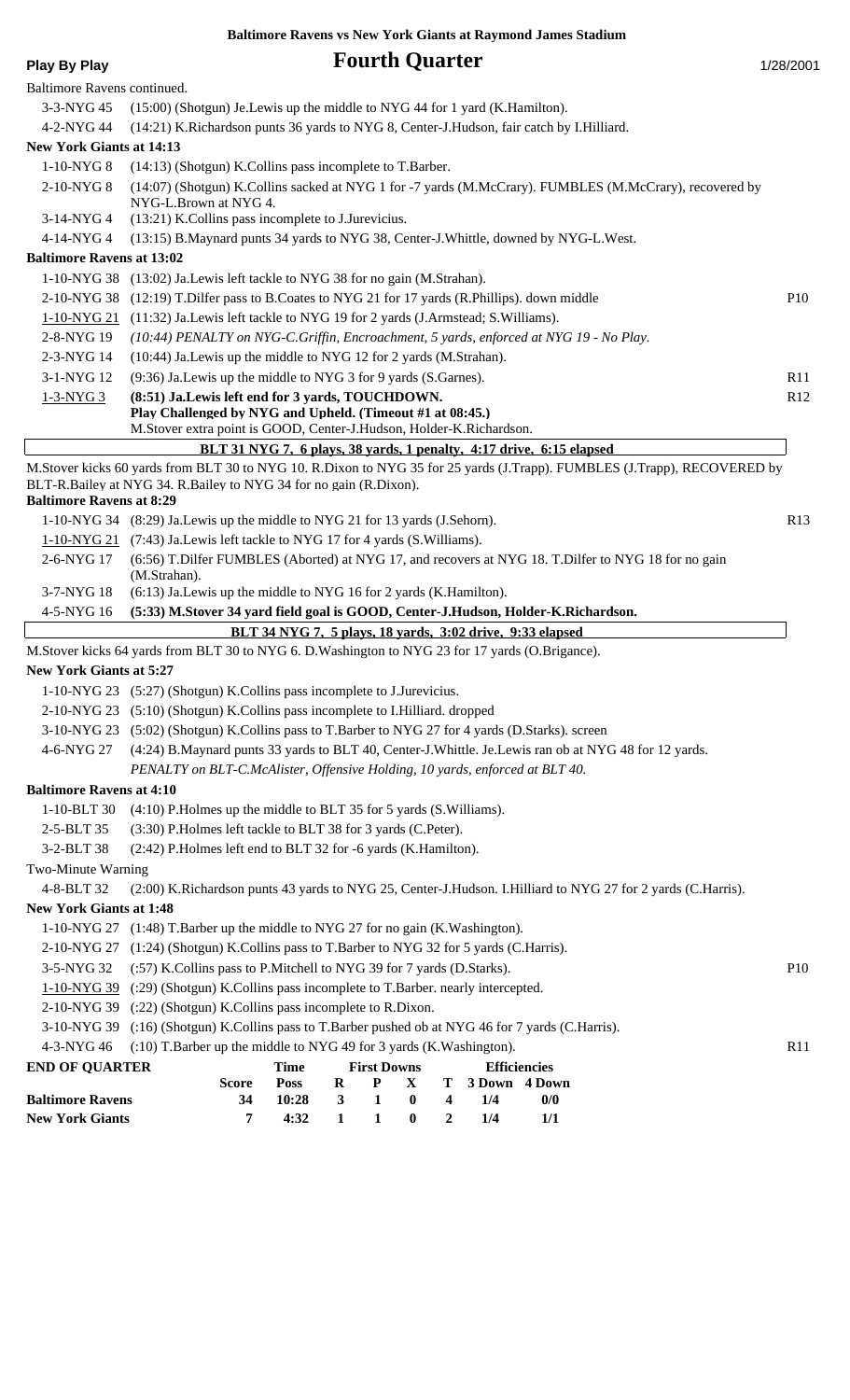**Baltimore Ravens vs New York Giants at Raymond James Stadium**

**Play By Play** — **Fourth Quarter** — 1/28/2001

Baltimore Ravens continued.

| | | |
|---|---|---|
| 3-3-NYG 45 | (15:00) (Shotgun) Je.Lewis up the middle to NYG 44 for 1 yard (K.Hamilton). | |
| 4-2-NYG 44 | (14:21) K.Richardson punts 36 yards to NYG 8, Center-J.Hudson, fair catch by I.Hilliard. | |

**New York Giants at 14:13**

| | | |
|---|---|---|
| 1-10-NYG 8 | (14:13) (Shotgun) K.Collins pass incomplete to T.Barber. | |
| 2-10-NYG 8 | (14:07) (Shotgun) K.Collins sacked at NYG 1 for -7 yards (M.McCrary). FUMBLES (M.McCrary), recovered by NYG-L.Brown at NYG 4. | |
| 3-14-NYG 4 | (13:21) K.Collins pass incomplete to J.Jurevicius. | |
| 4-14-NYG 4 | (13:15) B.Maynard punts 34 yards to NYG 38, Center-J.Whittle, downed by NYG-L.West. | |

**Baltimore Ravens at 13:02**

| | | |
|---|---|---|
| 1-10-NYG 38 | (13:02) Ja.Lewis left tackle to NYG 38 for no gain (M.Strahan). | |
| 2-10-NYG 38 | (12:19) T.Dilfer pass to B.Coates to NYG 21 for 17 yards (R.Phillips). down middle | P10 |
| 1-10-NYG 21 | (11:32) Ja.Lewis left tackle to NYG 19 for 2 yards (J.Armstead; S.Williams). | |
| 2-8-NYG 19 | *(10:44) PENALTY on NYG-C.Griffin, Encroachment, 5 yards, enforced at NYG 19 - No Play.* | |
| 2-3-NYG 14 | (10:44) Ja.Lewis up the middle to NYG 12 for 2 yards (M.Strahan). | |
| 3-1-NYG 12 | (9:36) Ja.Lewis up the middle to NYG 3 for 9 yards (S.Garnes). | R11 |
| 1-3-NYG 3 | **(8:51) Ja.Lewis left end for 3 yards, TOUCHDOWN. Play Challenged by NYG and Upheld. (Timeout #1 at 08:45.)** M.Stover extra point is GOOD, Center-J.Hudson, Holder-K.Richardson. | R12 |

**BLT 31 NYG 7, 6 plays, 38 yards, 1 penalty, 4:17 drive, 6:15 elapsed**

M.Stover kicks 60 yards from BLT 30 to NYG 10. R.Dixon to NYG 35 for 25 yards (J.Trapp). FUMBLES (J.Trapp), RECOVERED by BLT-R.Bailey at NYG 34. R.Bailey to NYG 34 for no gain (R.Dixon).

**Baltimore Ravens at 8:29**

| | | |
|---|---|---|
| 1-10-NYG 34 | (8:29) Ja.Lewis up the middle to NYG 21 for 13 yards (J.Sehorn). | R13 |
| 1-10-NYG 21 | (7:43) Ja.Lewis left tackle to NYG 17 for 4 yards (S.Williams). | |
| 2-6-NYG 17 | (6:56) T.Dilfer FUMBLES (Aborted) at NYG 17, and recovers at NYG 18. T.Dilfer to NYG 18 for no gain (M.Strahan). | |
| 3-7-NYG 18 | (6:13) Ja.Lewis up the middle to NYG 16 for 2 yards (K.Hamilton). | |
| 4-5-NYG 16 | **(5:33) M.Stover 34 yard field goal is GOOD, Center-J.Hudson, Holder-K.Richardson.** | |

**BLT 34 NYG 7, 5 plays, 18 yards, 3:02 drive, 9:33 elapsed**

M.Stover kicks 64 yards from BLT 30 to NYG 6. D.Washington to NYG 23 for 17 yards (O.Brigance).

**New York Giants at 5:27**

| | | |
|---|---|---|
| 1-10-NYG 23 | (5:27) (Shotgun) K.Collins pass incomplete to J.Jurevicius. | |
| 2-10-NYG 23 | (5:10) (Shotgun) K.Collins pass incomplete to I.Hilliard. dropped | |
| 3-10-NYG 23 | (5:02) (Shotgun) K.Collins pass to T.Barber to NYG 27 for 4 yards (D.Starks). screen | |
| 4-6-NYG 27 | (4:24) B.Maynard punts 33 yards to BLT 40, Center-J.Whittle. Je.Lewis ran ob at NYG 48 for 12 yards. *PENALTY on BLT-C.McAlister, Offensive Holding, 10 yards, enforced at BLT 40.* | |

**Baltimore Ravens at 4:10**

| | | |
|---|---|---|
| 1-10-BLT 30 | (4:10) P.Holmes up the middle to BLT 35 for 5 yards (S.Williams). | |
| 2-5-BLT 35 | (3:30) P.Holmes left tackle to BLT 38 for 3 yards (C.Peter). | |
| 3-2-BLT 38 | (2:42) P.Holmes left end to BLT 32 for -6 yards (K.Hamilton). | |
| Two-Minute Warning | | |
| 4-8-BLT 32 | (2:00) K.Richardson punts 43 yards to NYG 25, Center-J.Hudson. I.Hilliard to NYG 27 for 2 yards (C.Harris). | |

**New York Giants at 1:48**

| | | |
|---|---|---|
| 1-10-NYG 27 | (1:48) T.Barber up the middle to NYG 27 for no gain (K.Washington). | |
| 2-10-NYG 27 | (1:24) (Shotgun) K.Collins pass to T.Barber to NYG 32 for 5 yards (C.Harris). | |
| 3-5-NYG 32 | (:57) K.Collins pass to P.Mitchell to NYG 39 for 7 yards (D.Starks). | P10 |
| 1-10-NYG 39 | (:29) (Shotgun) K.Collins pass incomplete to T.Barber. nearly intercepted. | |
| 2-10-NYG 39 | (:22) (Shotgun) K.Collins pass incomplete to R.Dixon. | |
| 3-10-NYG 39 | (:16) (Shotgun) K.Collins pass to T.Barber pushed ob at NYG 46 for 7 yards (C.Harris). | |
| 4-3-NYG 46 | (:10) T.Barber up the middle to NYG 49 for 3 yards (K.Washington). | R11 |

| END OF QUARTER | Score | Time Poss | First Downs R | P | X | T | Efficiencies 3 Down | 4 Down |
|---|---|---|---|---|---|---|---|---|
| Baltimore Ravens | 34 | 10:28 | 3 | 1 | 0 | 4 | 1/4 | 0/0 |
| New York Giants | 7 | 4:32 | 1 | 1 | 0 | 2 | 1/4 | 1/1 |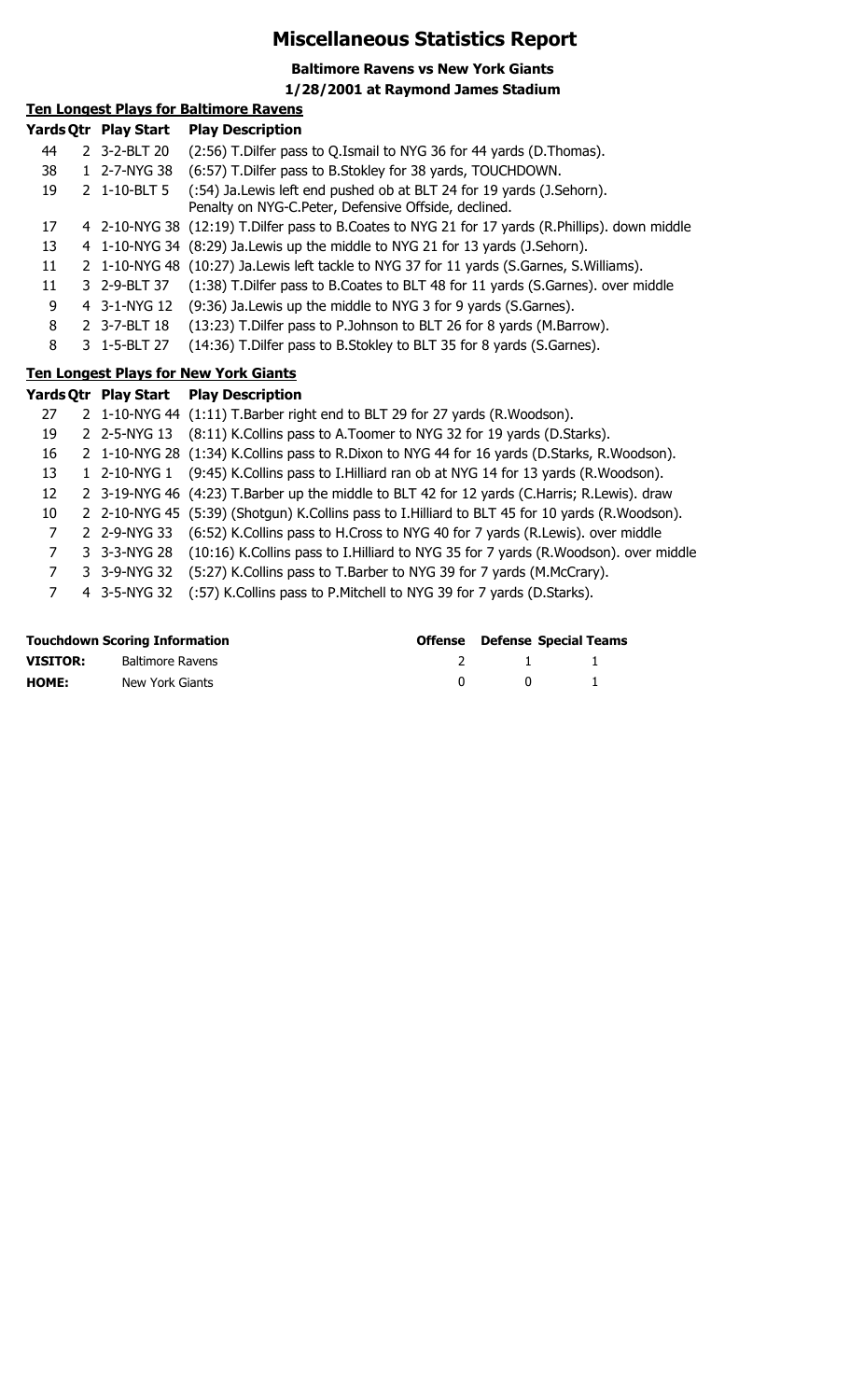# Miscellaneous Statistics Report

**Baltimore Ravens vs New York Giants**

**1/28/2001 at Raymond James Stadium**

## Ten Longest Plays for Baltimore Ravens

| Yards | Qtr | Play Start | Play Description |
|---|---|---|---|
| 44 | 2 | 3-2-BLT 20 | (2:56) T.Dilfer pass to Q.Ismail to NYG 36 for 44 yards (D.Thomas). |
| 38 | 1 | 2-7-NYG 38 | (6:57) T.Dilfer pass to B.Stokley for 38 yards, TOUCHDOWN. |
| 19 | 2 | 1-10-BLT 5 | (:54) Ja.Lewis left end pushed ob at BLT 24 for 19 yards (J.Sehorn). Penalty on NYG-C.Peter, Defensive Offside, declined. |
| 17 | 4 | 2-10-NYG 38 | (12:19) T.Dilfer pass to B.Coates to NYG 21 for 17 yards (R.Phillips). down middle |
| 13 | 4 | 1-10-NYG 34 | (8:29) Ja.Lewis up the middle to NYG 21 for 13 yards (J.Sehorn). |
| 11 | 2 | 1-10-NYG 48 | (10:27) Ja.Lewis left tackle to NYG 37 for 11 yards (S.Garnes, S.Williams). |
| 11 | 3 | 2-9-BLT 37 | (1:38) T.Dilfer pass to B.Coates to BLT 48 for 11 yards (S.Garnes). over middle |
| 9 | 4 | 3-1-NYG 12 | (9:36) Ja.Lewis up the middle to NYG 3 for 9 yards (S.Garnes). |
| 8 | 2 | 3-7-BLT 18 | (13:23) T.Dilfer pass to P.Johnson to BLT 26 for 8 yards (M.Barrow). |
| 8 | 3 | 1-5-BLT 27 | (14:36) T.Dilfer pass to B.Stokley to BLT 35 for 8 yards (S.Garnes). |

## Ten Longest Plays for New York Giants

| Yards | Qtr | Play Start | Play Description |
|---|---|---|---|
| 27 | 2 | 1-10-NYG 44 | (1:11) T.Barber right end to BLT 29 for 27 yards (R.Woodson). |
| 19 | 2 | 2-5-NYG 13 | (8:11) K.Collins pass to A.Toomer to NYG 32 for 19 yards (D.Starks). |
| 16 | 2 | 1-10-NYG 28 | (1:34) K.Collins pass to R.Dixon to NYG 44 for 16 yards (D.Starks, R.Woodson). |
| 13 | 1 | 2-10-NYG 1 | (9:45) K.Collins pass to I.Hilliard ran ob at NYG 14 for 13 yards (R.Woodson). |
| 12 | 2 | 3-19-NYG 46 | (4:23) T.Barber up the middle to BLT 42 for 12 yards (C.Harris; R.Lewis). draw |
| 10 | 2 | 2-10-NYG 45 | (5:39) (Shotgun) K.Collins pass to I.Hilliard to BLT 45 for 10 yards (R.Woodson). |
| 7 | 2 | 2-9-NYG 33 | (6:52) K.Collins pass to H.Cross to NYG 40 for 7 yards (R.Lewis). over middle |
| 7 | 3 | 3-3-NYG 28 | (10:16) K.Collins pass to I.Hilliard to NYG 35 for 7 yards (R.Woodson). over middle |
| 7 | 3 | 3-9-NYG 32 | (5:27) K.Collins pass to T.Barber to NYG 39 for 7 yards (M.McCrary). |
| 7 | 4 | 3-5-NYG 32 | (:57) K.Collins pass to P.Mitchell to NYG 39 for 7 yards (D.Starks). |

| Touchdown Scoring Information | | Offense | Defense | Special Teams |
|---|---|---|---|---|
| **VISITOR:** | Baltimore Ravens | 2 | 1 | 1 |
| **HOME:** | New York Giants | 0 | 0 | 1 |